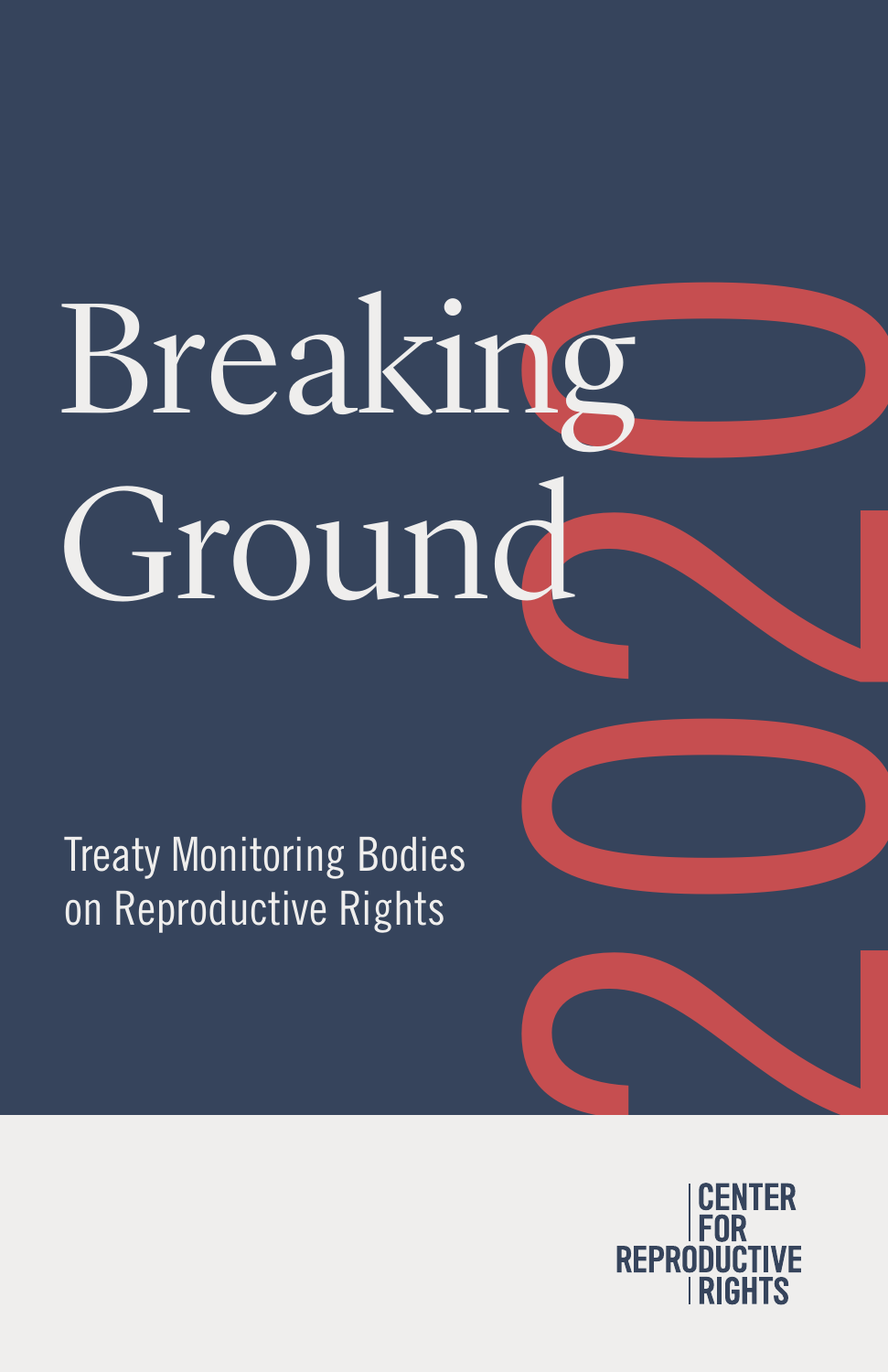# Breaking Ground 2020

## Treaty Monitoring Bodies on Reproductive Rights

CENTER FOR REPRODUCTIVE RIGHTS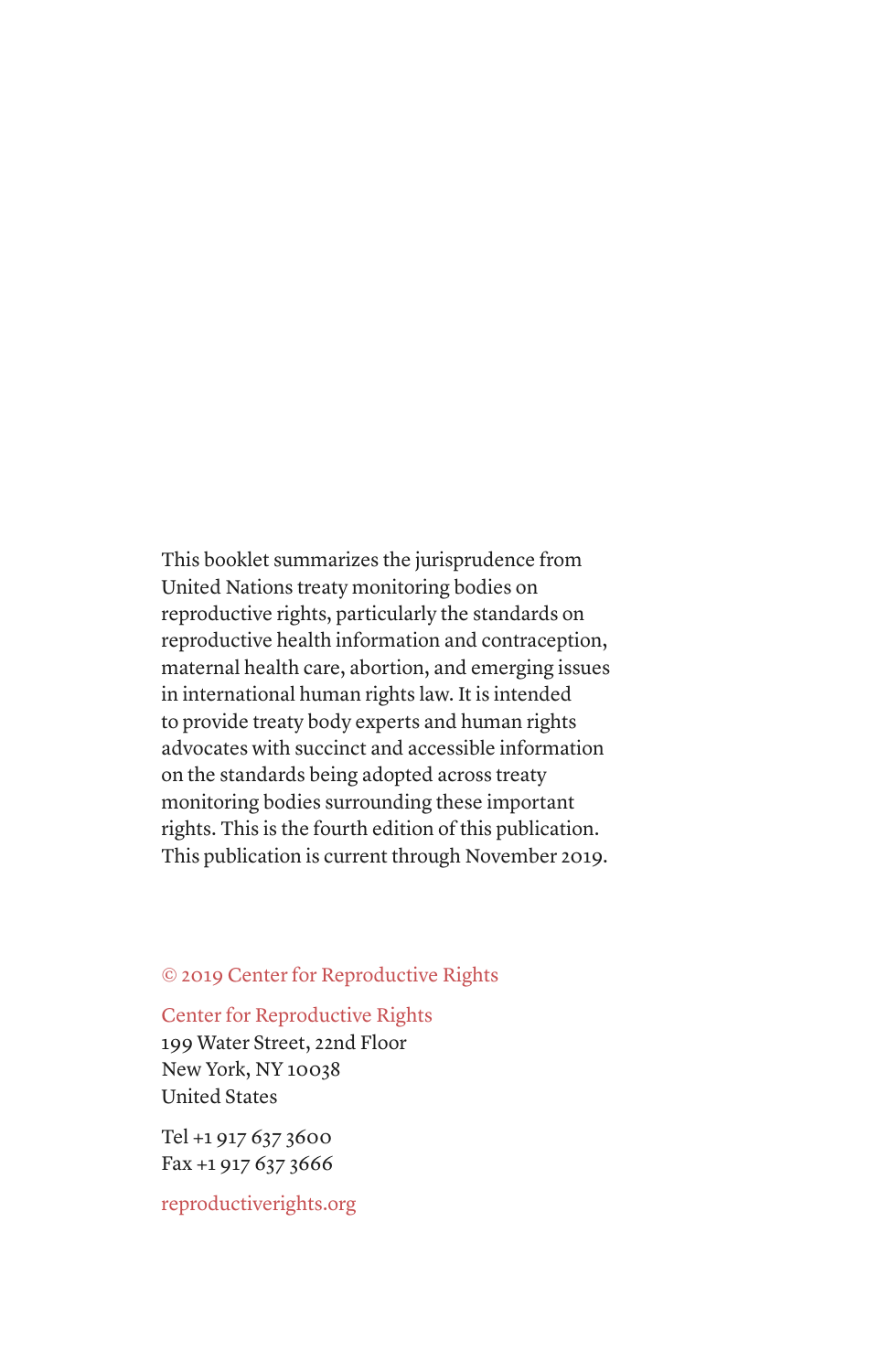This booklet summarizes the jurisprudence from United Nations treaty monitoring bodies on reproductive rights, particularly the standards on reproductive health information and contraception, maternal health care, abortion, and emerging issues in international human rights law. It is intended to provide treaty body experts and human rights advocates with succinct and accessible information on the standards being adopted across treaty monitoring bodies surrounding these important rights. This is the fourth edition of this publication. This publication is current through November 2019.

© 2019 Center for Reproductive Rights

Center for Reproductive Rights
199 Water Street, 22nd Floor
New York, NY 10038
United States

Tel +1 917 637 3600
Fax +1 917 637 3666

reproductiverights.org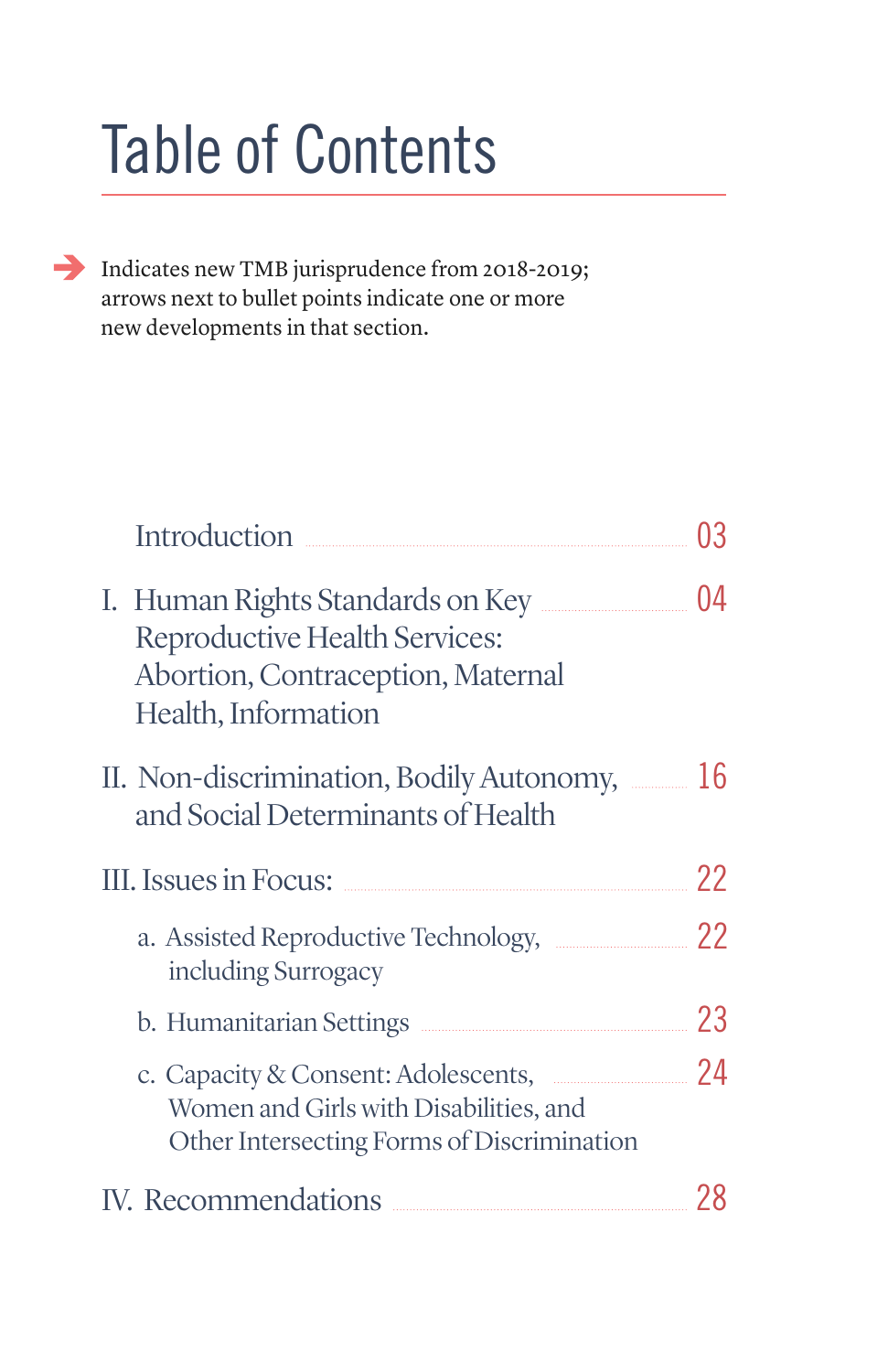# Table of Contents

➔ Indicates new TMB jurisprudence from 2018-2019; arrows next to bullet points indicate one or more new developments in that section.

| | |
|---|---|
| Introduction | 03 |
| I. Human Rights Standards on Key Reproductive Health Services: Abortion, Contraception, Maternal Health, Information | 04 |
| II. Non-discrimination, Bodily Autonomy, and Social Determinants of Health | 16 |
| III. Issues in Focus: | 22 |
| a. Assisted Reproductive Technology, including Surrogacy | 22 |
| b. Humanitarian Settings | 23 |
| c. Capacity & Consent: Adolescents, Women and Girls with Disabilities, and Other Intersecting Forms of Discrimination | 24 |
| IV. Recommendations | 28 |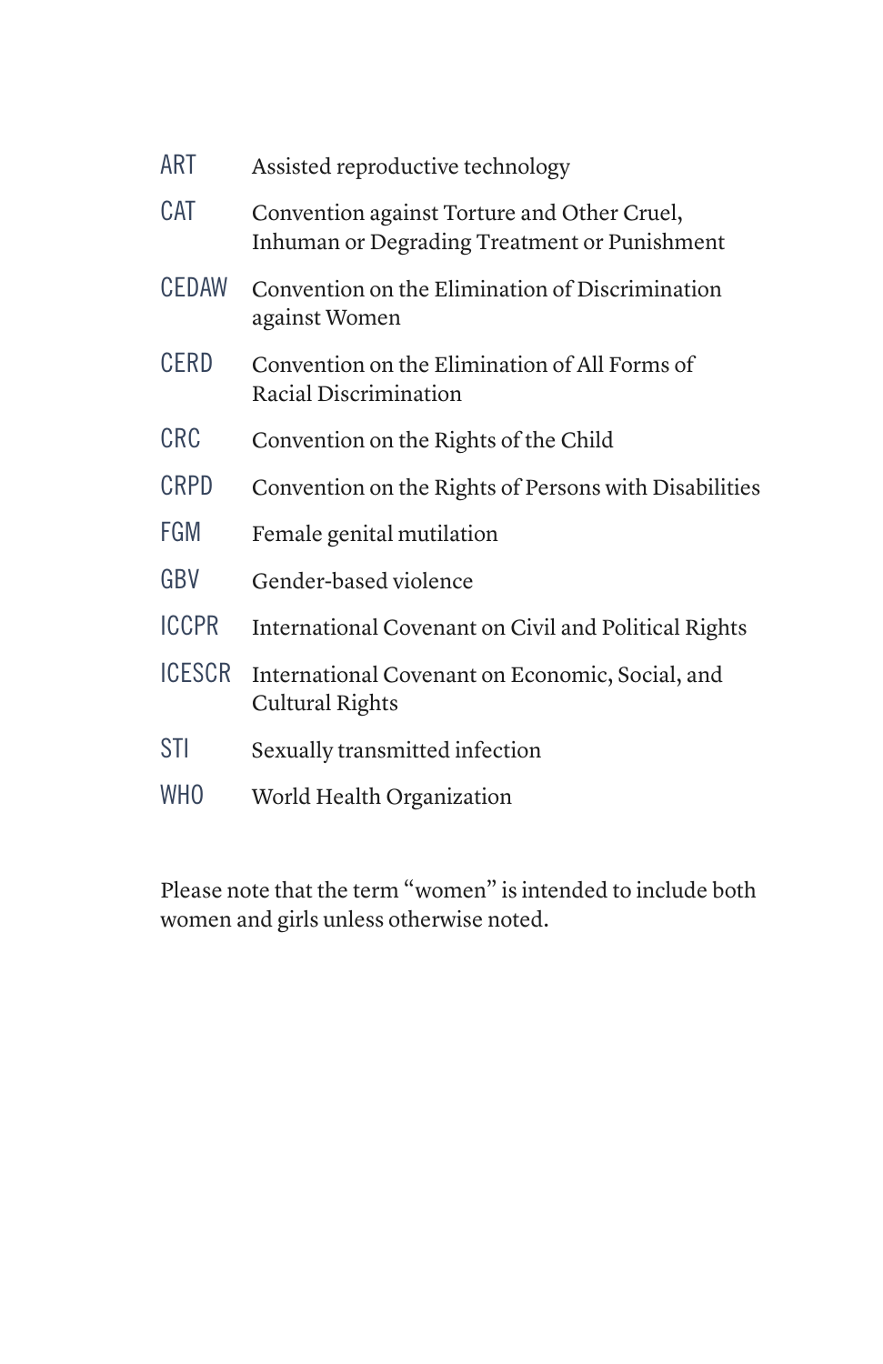| | |
|---|---|
| ART | Assisted reproductive technology |
| CAT | Convention against Torture and Other Cruel, Inhuman or Degrading Treatment or Punishment |
| CEDAW | Convention on the Elimination of Discrimination against Women |
| CERD | Convention on the Elimination of All Forms of Racial Discrimination |
| CRC | Convention on the Rights of the Child |
| CRPD | Convention on the Rights of Persons with Disabilities |
| FGM | Female genital mutilation |
| GBV | Gender-based violence |
| ICCPR | International Covenant on Civil and Political Rights |
| ICESCR | International Covenant on Economic, Social, and Cultural Rights |
| STI | Sexually transmitted infection |
| WHO | World Health Organization |

Please note that the term "women" is intended to include both women and girls unless otherwise noted.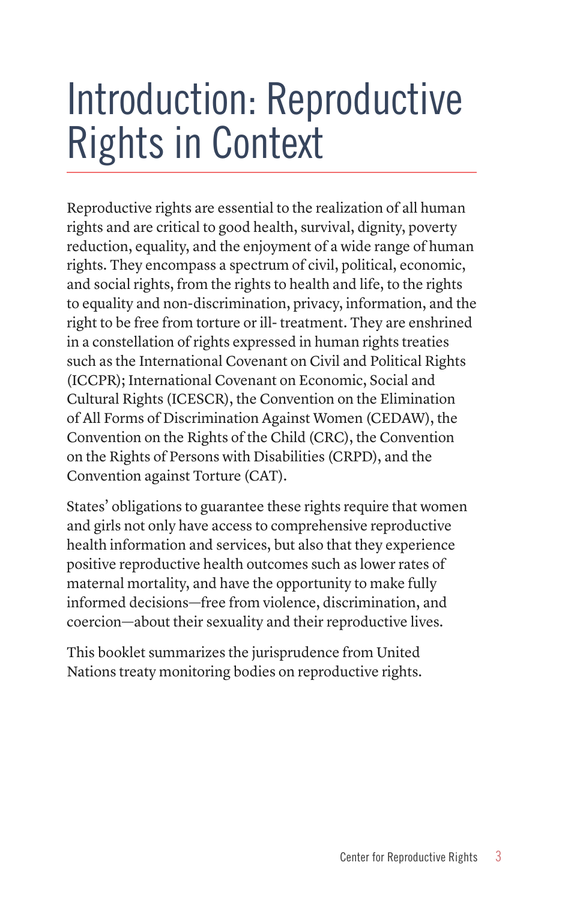# Introduction: Reproductive Rights in Context

Reproductive rights are essential to the realization of all human rights and are critical to good health, survival, dignity, poverty reduction, equality, and the enjoyment of a wide range of human rights. They encompass a spectrum of civil, political, economic, and social rights, from the rights to health and life, to the rights to equality and non-discrimination, privacy, information, and the right to be free from torture or ill- treatment. They are enshrined in a constellation of rights expressed in human rights treaties such as the International Covenant on Civil and Political Rights (ICCPR); International Covenant on Economic, Social and Cultural Rights (ICESCR), the Convention on the Elimination of All Forms of Discrimination Against Women (CEDAW), the Convention on the Rights of the Child (CRC), the Convention on the Rights of Persons with Disabilities (CRPD), and the Convention against Torture (CAT).

States' obligations to guarantee these rights require that women and girls not only have access to comprehensive reproductive health information and services, but also that they experience positive reproductive health outcomes such as lower rates of maternal mortality, and have the opportunity to make fully informed decisions—free from violence, discrimination, and coercion—about their sexuality and their reproductive lives.

This booklet summarizes the jurisprudence from United Nations treaty monitoring bodies on reproductive rights.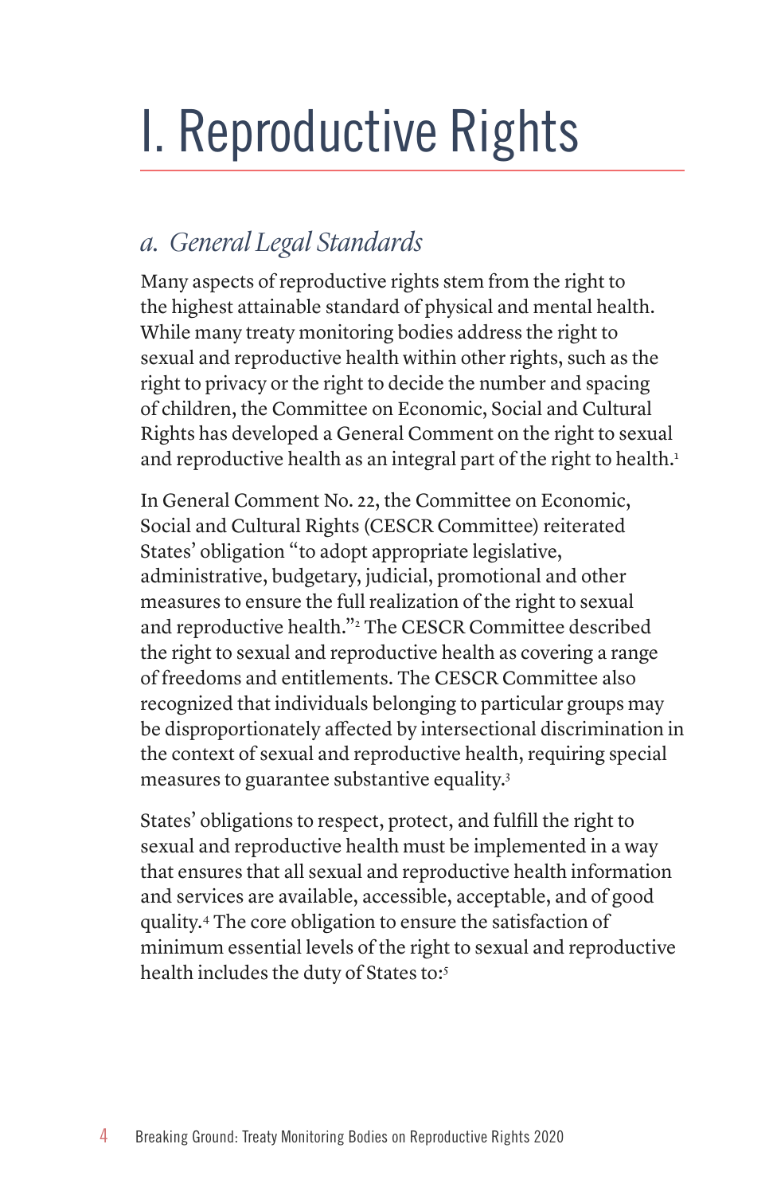# I. Reproductive Rights

## *a. General Legal Standards*

Many aspects of reproductive rights stem from the right to the highest attainable standard of physical and mental health. While many treaty monitoring bodies address the right to sexual and reproductive health within other rights, such as the right to privacy or the right to decide the number and spacing of children, the Committee on Economic, Social and Cultural Rights has developed a General Comment on the right to sexual and reproductive health as an integral part of the right to health.[1]

In General Comment No. 22, the Committee on Economic, Social and Cultural Rights (CESCR Committee) reiterated States' obligation "to adopt appropriate legislative, administrative, budgetary, judicial, promotional and other measures to ensure the full realization of the right to sexual and reproductive health."[2] The CESCR Committee described the right to sexual and reproductive health as covering a range of freedoms and entitlements. The CESCR Committee also recognized that individuals belonging to particular groups may be disproportionately affected by intersectional discrimination in the context of sexual and reproductive health, requiring special measures to guarantee substantive equality.[3]

States' obligations to respect, protect, and fulfill the right to sexual and reproductive health must be implemented in a way that ensures that all sexual and reproductive health information and services are available, accessible, acceptable, and of good quality.[4] The core obligation to ensure the satisfaction of minimum essential levels of the right to sexual and reproductive health includes the duty of States to:[5]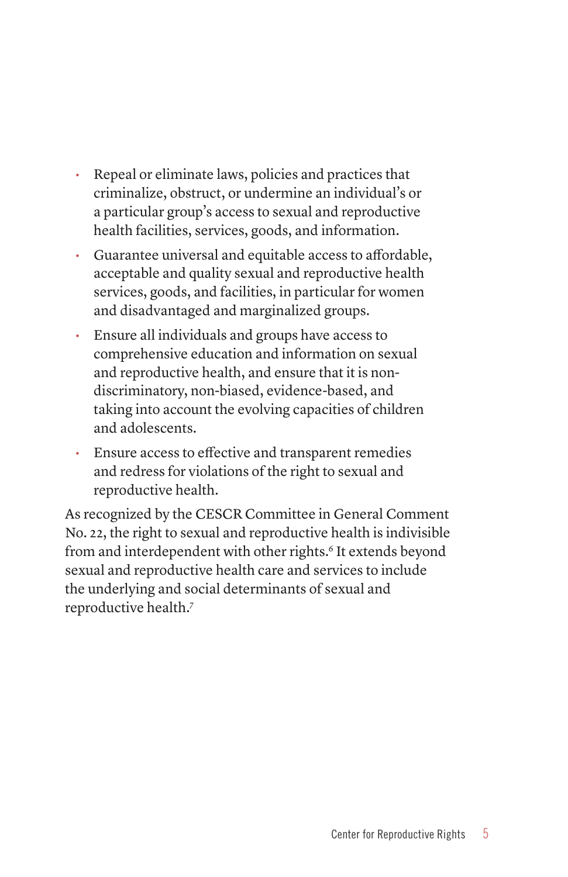- Repeal or eliminate laws, policies and practices that criminalize, obstruct, or undermine an individual's or a particular group's access to sexual and reproductive health facilities, services, goods, and information.
- Guarantee universal and equitable access to affordable, acceptable and quality sexual and reproductive health services, goods, and facilities, in particular for women and disadvantaged and marginalized groups.
- Ensure all individuals and groups have access to comprehensive education and information on sexual and reproductive health, and ensure that it is non-discriminatory, non-biased, evidence-based, and taking into account the evolving capacities of children and adolescents.
- Ensure access to effective and transparent remedies and redress for violations of the right to sexual and reproductive health.

As recognized by the CESCR Committee in General Comment No. 22, the right to sexual and reproductive health is indivisible from and interdependent with other rights.[6] It extends beyond sexual and reproductive health care and services to include the underlying and social determinants of sexual and reproductive health.[7]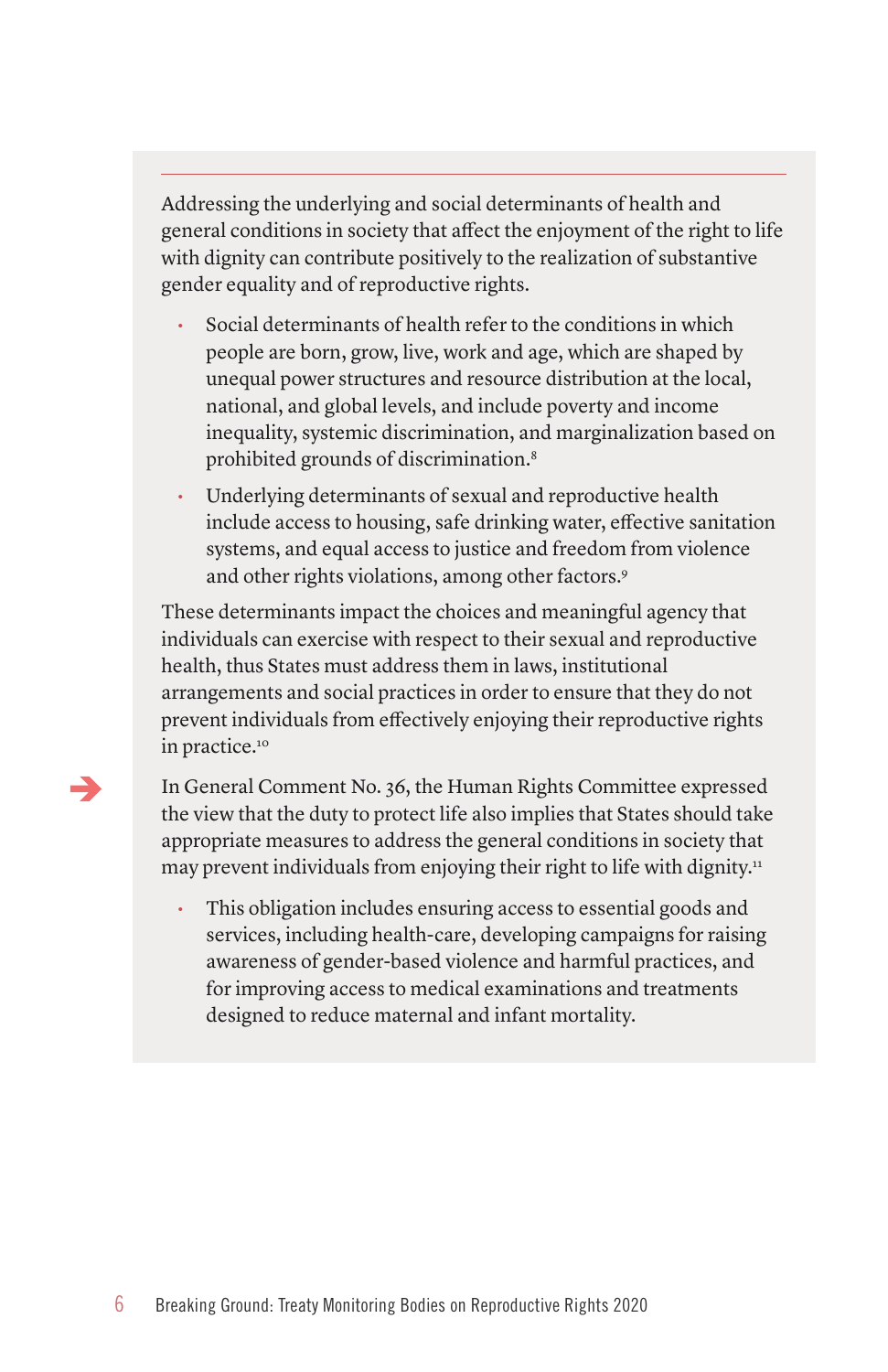Addressing the underlying and social determinants of health and general conditions in society that affect the enjoyment of the right to life with dignity can contribute positively to the realization of substantive gender equality and of reproductive rights.

- Social determinants of health refer to the conditions in which people are born, grow, live, work and age, which are shaped by unequal power structures and resource distribution at the local, national, and global levels, and include poverty and income inequality, systemic discrimination, and marginalization based on prohibited grounds of discrimination.[8]
- Underlying determinants of sexual and reproductive health include access to housing, safe drinking water, effective sanitation systems, and equal access to justice and freedom from violence and other rights violations, among other factors.[9]

These determinants impact the choices and meaningful agency that individuals can exercise with respect to their sexual and reproductive health, thus States must address them in laws, institutional arrangements and social practices in order to ensure that they do not prevent individuals from effectively enjoying their reproductive rights in practice.[10]

In General Comment No. 36, the Human Rights Committee expressed the view that the duty to protect life also implies that States should take appropriate measures to address the general conditions in society that may prevent individuals from enjoying their right to life with dignity.[11]

- This obligation includes ensuring access to essential goods and services, including health-care, developing campaigns for raising awareness of gender-based violence and harmful practices, and for improving access to medical examinations and treatments designed to reduce maternal and infant mortality.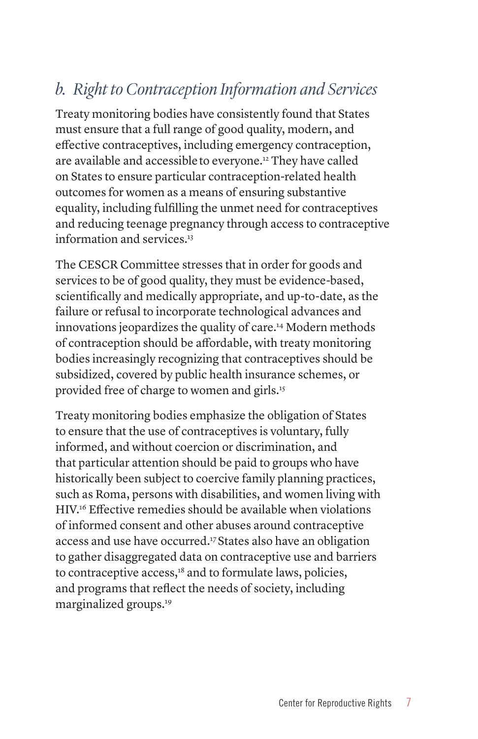## *b. Right to Contraception Information and Services*

Treaty monitoring bodies have consistently found that States must ensure that a full range of good quality, modern, and effective contraceptives, including emergency contraception, are available and accessible to everyone.[12] They have called on States to ensure particular contraception-related health outcomes for women as a means of ensuring substantive equality, including fulfilling the unmet need for contraceptives and reducing teenage pregnancy through access to contraceptive information and services.[13]

The CESCR Committee stresses that in order for goods and services to be of good quality, they must be evidence-based, scientifically and medically appropriate, and up-to-date, as the failure or refusal to incorporate technological advances and innovations jeopardizes the quality of care.[14] Modern methods of contraception should be affordable, with treaty monitoring bodies increasingly recognizing that contraceptives should be subsidized, covered by public health insurance schemes, or provided free of charge to women and girls.[15]

Treaty monitoring bodies emphasize the obligation of States to ensure that the use of contraceptives is voluntary, fully informed, and without coercion or discrimination, and that particular attention should be paid to groups who have historically been subject to coercive family planning practices, such as Roma, persons with disabilities, and women living with HIV.[16] Effective remedies should be available when violations of informed consent and other abuses around contraceptive access and use have occurred.[17] States also have an obligation to gather disaggregated data on contraceptive use and barriers to contraceptive access,[18] and to formulate laws, policies, and programs that reflect the needs of society, including marginalized groups.[19]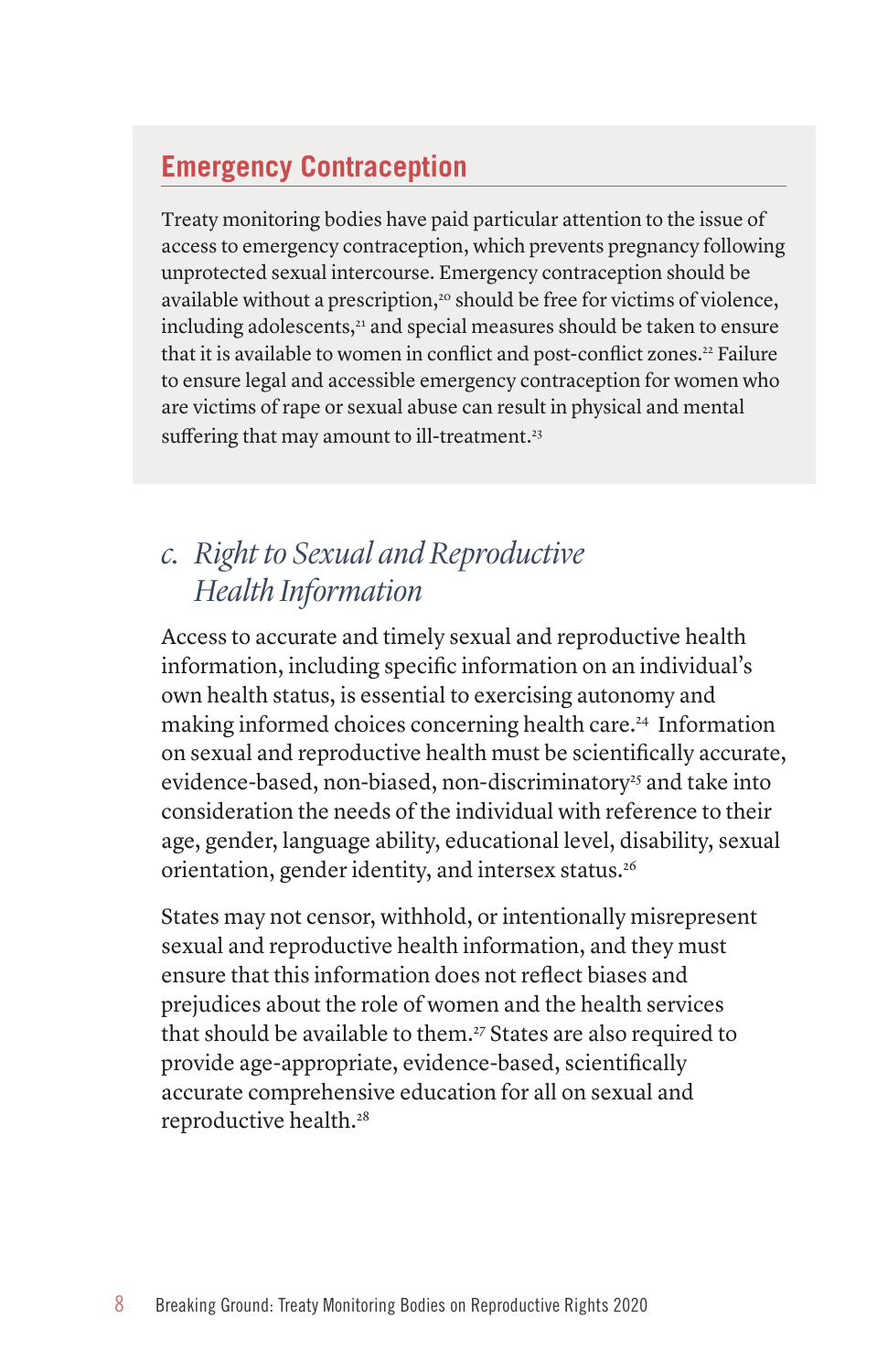## Emergency Contraception

Treaty monitoring bodies have paid particular attention to the issue of access to emergency contraception, which prevents pregnancy following unprotected sexual intercourse. Emergency contraception should be available without a prescription,[20] should be free for victims of violence, including adolescents,[21] and special measures should be taken to ensure that it is available to women in conflict and post-conflict zones.[22] Failure to ensure legal and accessible emergency contraception for women who are victims of rape or sexual abuse can result in physical and mental suffering that may amount to ill-treatment.[23]

### *c. Right to Sexual and Reproductive Health Information*

Access to accurate and timely sexual and reproductive health information, including specific information on an individual's own health status, is essential to exercising autonomy and making informed choices concerning health care.[24] Information on sexual and reproductive health must be scientifically accurate, evidence-based, non-biased, non-discriminatory[25] and take into consideration the needs of the individual with reference to their age, gender, language ability, educational level, disability, sexual orientation, gender identity, and intersex status.[26]

States may not censor, withhold, or intentionally misrepresent sexual and reproductive health information, and they must ensure that this information does not reflect biases and prejudices about the role of women and the health services that should be available to them.[27] States are also required to provide age-appropriate, evidence-based, scientifically accurate comprehensive education for all on sexual and reproductive health.[28]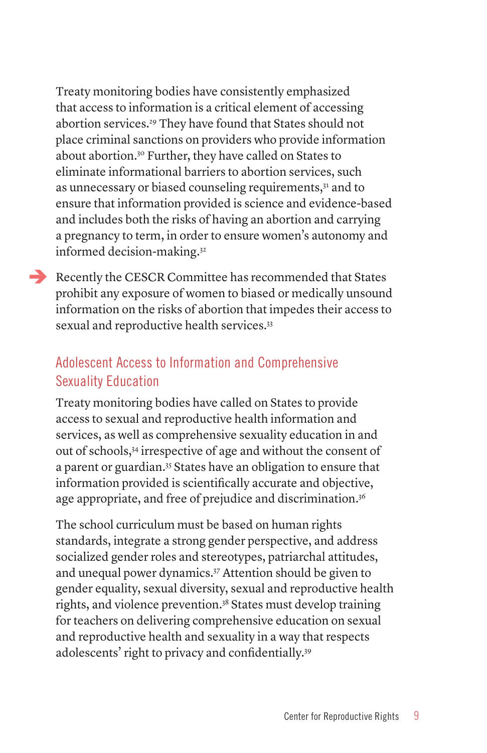Treaty monitoring bodies have consistently emphasized that access to information is a critical element of accessing abortion services.[29] They have found that States should not place criminal sanctions on providers who provide information about abortion.[30] Further, they have called on States to eliminate informational barriers to abortion services, such as unnecessary or biased counseling requirements,[31] and to ensure that information provided is science and evidence-based and includes both the risks of having an abortion and carrying a pregnancy to term, in order to ensure women's autonomy and informed decision-making.[32]

→ Recently the CESCR Committee has recommended that States prohibit any exposure of women to biased or medically unsound information on the risks of abortion that impedes their access to sexual and reproductive health services.[33]

## Adolescent Access to Information and Comprehensive Sexuality Education

Treaty monitoring bodies have called on States to provide access to sexual and reproductive health information and services, as well as comprehensive sexuality education in and out of schools,[34] irrespective of age and without the consent of a parent or guardian.[35] States have an obligation to ensure that information provided is scientifically accurate and objective, age appropriate, and free of prejudice and discrimination.[36]

The school curriculum must be based on human rights standards, integrate a strong gender perspective, and address socialized gender roles and stereotypes, patriarchal attitudes, and unequal power dynamics.[37] Attention should be given to gender equality, sexual diversity, sexual and reproductive health rights, and violence prevention.[38] States must develop training for teachers on delivering comprehensive education on sexual and reproductive health and sexuality in a way that respects adolescents' right to privacy and confidentially.[39]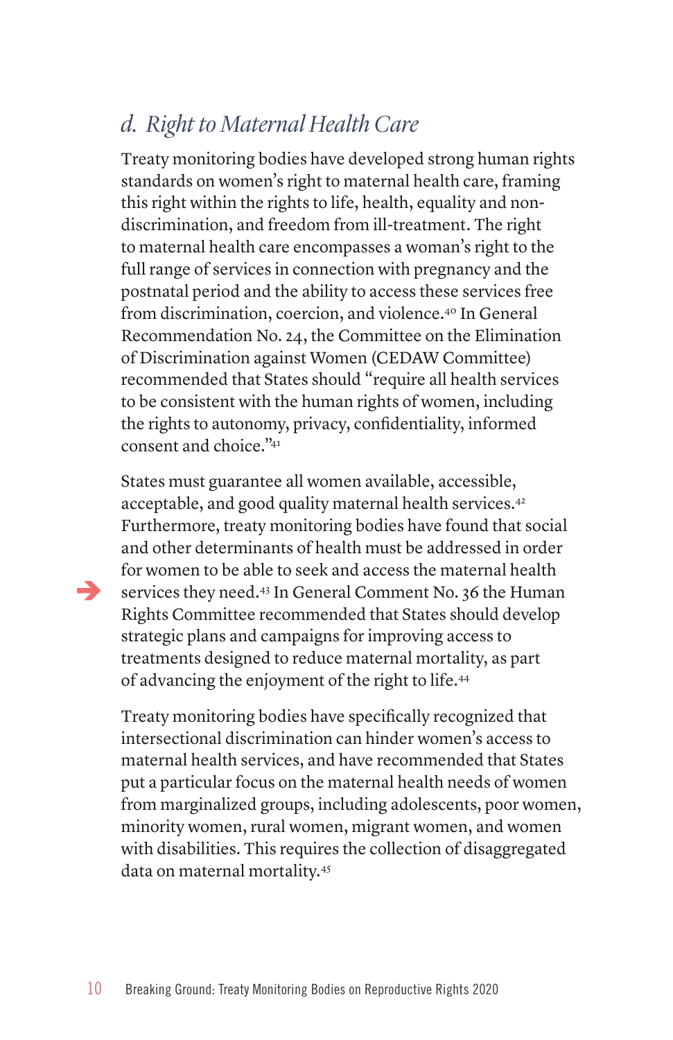### *d. Right to Maternal Health Care*

Treaty monitoring bodies have developed strong human rights standards on women's right to maternal health care, framing this right within the rights to life, health, equality and non-discrimination, and freedom from ill-treatment. The right to maternal health care encompasses a woman's right to the full range of services in connection with pregnancy and the postnatal period and the ability to access these services free from discrimination, coercion, and violence.[40] In General Recommendation No. 24, the Committee on the Elimination of Discrimination against Women (CEDAW Committee) recommended that States should "require all health services to be consistent with the human rights of women, including the rights to autonomy, privacy, confidentiality, informed consent and choice."[41]

States must guarantee all women available, accessible, acceptable, and good quality maternal health services.[42] Furthermore, treaty monitoring bodies have found that social and other determinants of health must be addressed in order for women to be able to seek and access the maternal health services they need.[43] In General Comment No. 36 the Human Rights Committee recommended that States should develop strategic plans and campaigns for improving access to treatments designed to reduce maternal mortality, as part of advancing the enjoyment of the right to life.[44]

Treaty monitoring bodies have specifically recognized that intersectional discrimination can hinder women's access to maternal health services, and have recommended that States put a particular focus on the maternal health needs of women from marginalized groups, including adolescents, poor women, minority women, rural women, migrant women, and women with disabilities. This requires the collection of disaggregated data on maternal mortality.[45]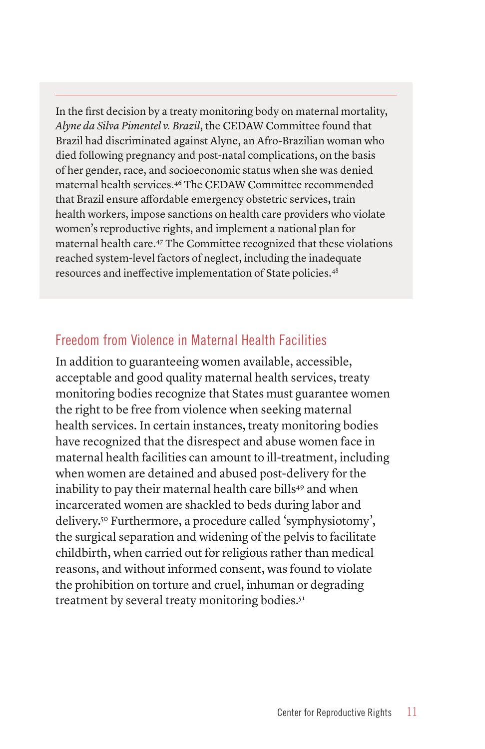In the first decision by a treaty monitoring body on maternal mortality, *Alyne da Silva Pimentel v. Brazil*, the CEDAW Committee found that Brazil had discriminated against Alyne, an Afro-Brazilian woman who died following pregnancy and post-natal complications, on the basis of her gender, race, and socioeconomic status when she was denied maternal health services.[46] The CEDAW Committee recommended that Brazil ensure affordable emergency obstetric services, train health workers, impose sanctions on health care providers who violate women's reproductive rights, and implement a national plan for maternal health care.[47] The Committee recognized that these violations reached system-level factors of neglect, including the inadequate resources and ineffective implementation of State policies.[48]

## Freedom from Violence in Maternal Health Facilities

In addition to guaranteeing women available, accessible, acceptable and good quality maternal health services, treaty monitoring bodies recognize that States must guarantee women the right to be free from violence when seeking maternal health services. In certain instances, treaty monitoring bodies have recognized that the disrespect and abuse women face in maternal health facilities can amount to ill-treatment, including when women are detained and abused post-delivery for the inability to pay their maternal health care bills[49] and when incarcerated women are shackled to beds during labor and delivery.[50] Furthermore, a procedure called 'symphysiotomy', the surgical separation and widening of the pelvis to facilitate childbirth, when carried out for religious rather than medical reasons, and without informed consent, was found to violate the prohibition on torture and cruel, inhuman or degrading treatment by several treaty monitoring bodies.[51]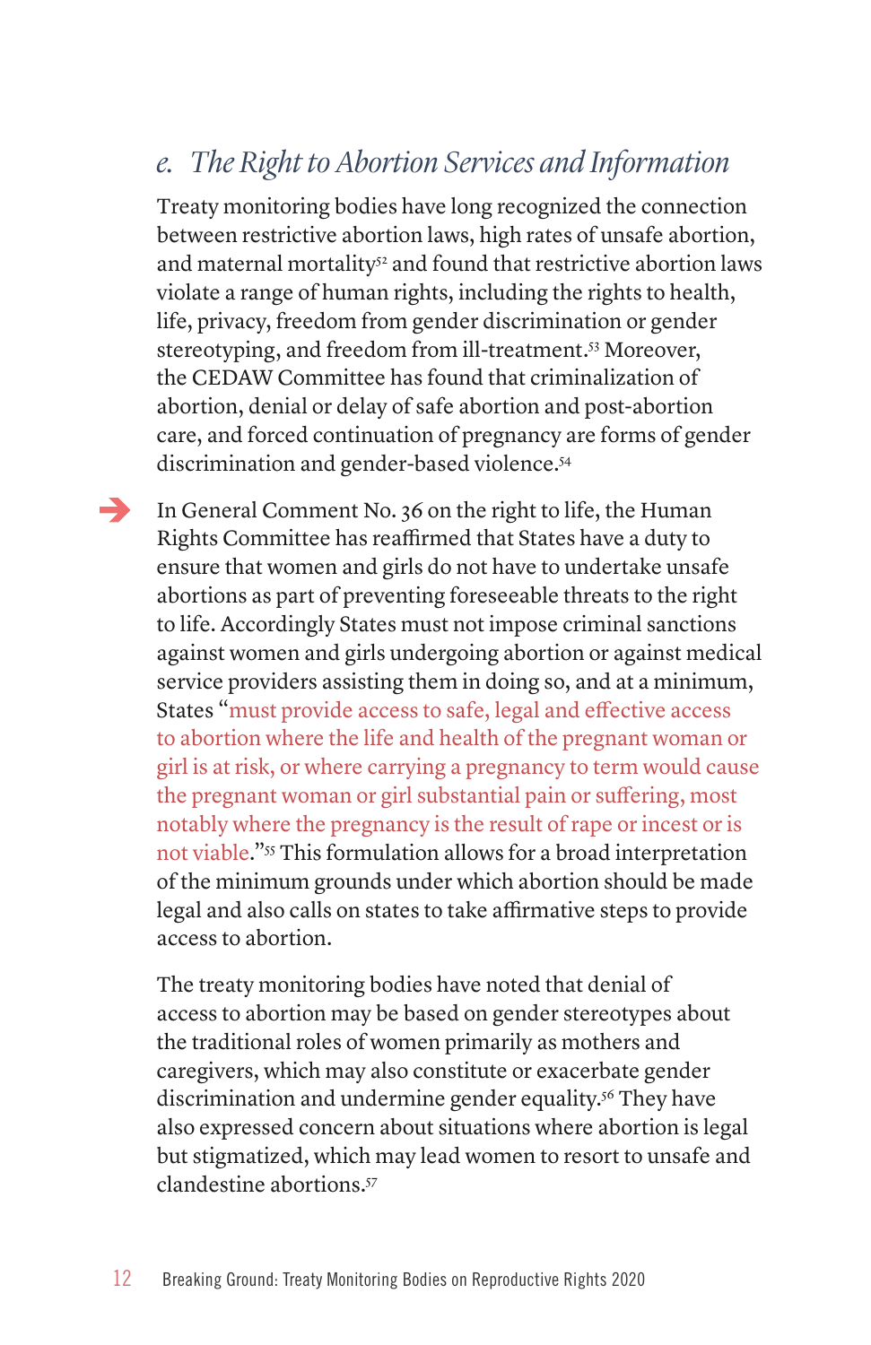## e. *The Right to Abortion Services and Information*

Treaty monitoring bodies have long recognized the connection between restrictive abortion laws, high rates of unsafe abortion, and maternal mortality[52] and found that restrictive abortion laws violate a range of human rights, including the rights to health, life, privacy, freedom from gender discrimination or gender stereotyping, and freedom from ill-treatment.[53] Moreover, the CEDAW Committee has found that criminalization of abortion, denial or delay of safe abortion and post-abortion care, and forced continuation of pregnancy are forms of gender discrimination and gender-based violence.[54]

In General Comment No. 36 on the right to life, the Human Rights Committee has reaffirmed that States have a duty to ensure that women and girls do not have to undertake unsafe abortions as part of preventing foreseeable threats to the right to life. Accordingly States must not impose criminal sanctions against women and girls undergoing abortion or against medical service providers assisting them in doing so, and at a minimum, States "must provide access to safe, legal and effective access to abortion where the life and health of the pregnant woman or girl is at risk, or where carrying a pregnancy to term would cause the pregnant woman or girl substantial pain or suffering, most notably where the pregnancy is the result of rape or incest or is not viable."[55] This formulation allows for a broad interpretation of the minimum grounds under which abortion should be made legal and also calls on states to take affirmative steps to provide access to abortion.

The treaty monitoring bodies have noted that denial of access to abortion may be based on gender stereotypes about the traditional roles of women primarily as mothers and caregivers, which may also constitute or exacerbate gender discrimination and undermine gender equality.[56] They have also expressed concern about situations where abortion is legal but stigmatized, which may lead women to resort to unsafe and clandestine abortions.[57]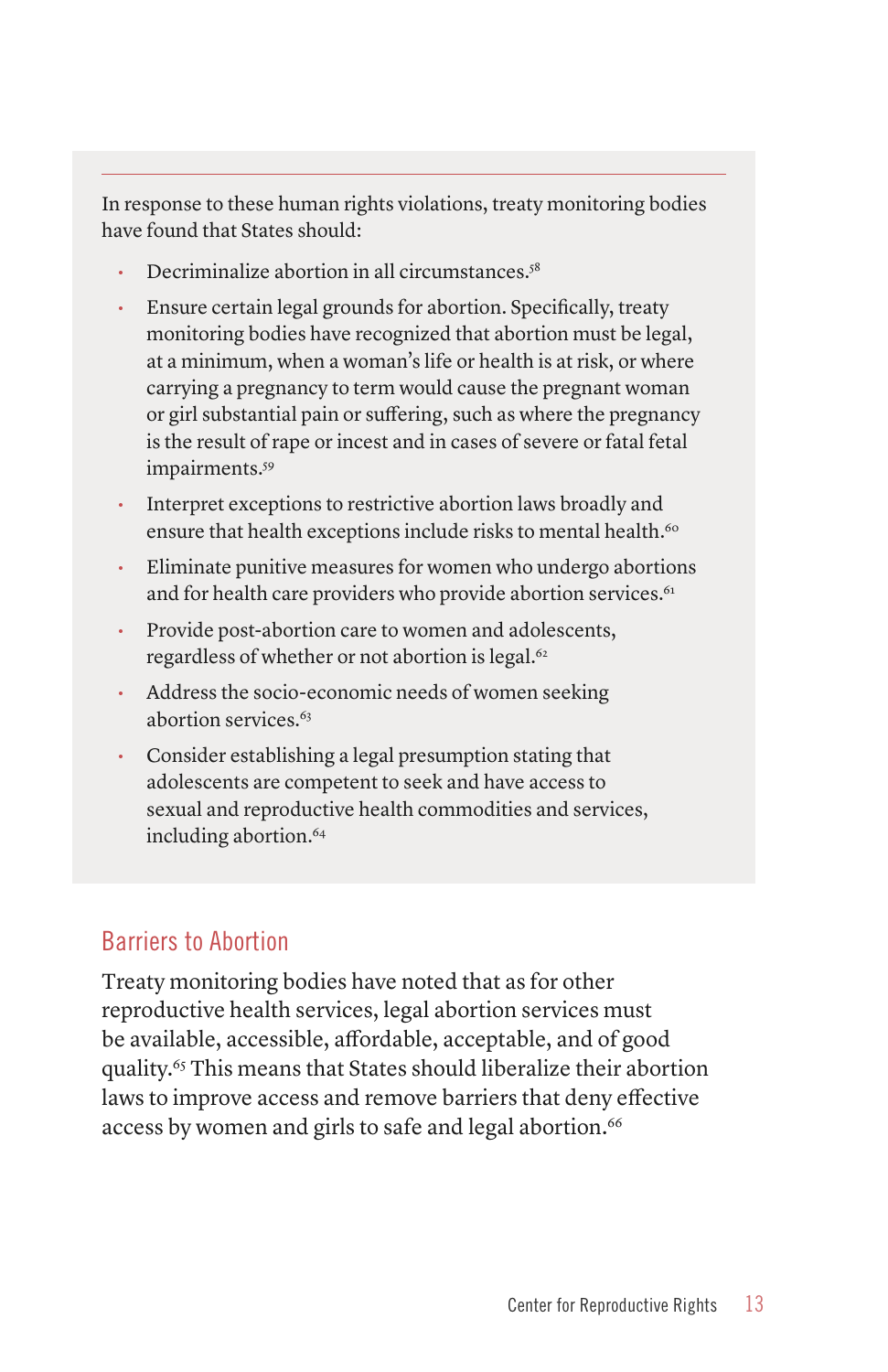In response to these human rights violations, treaty monitoring bodies have found that States should:

- Decriminalize abortion in all circumstances.[58]
- Ensure certain legal grounds for abortion. Specifically, treaty monitoring bodies have recognized that abortion must be legal, at a minimum, when a woman's life or health is at risk, or where carrying a pregnancy to term would cause the pregnant woman or girl substantial pain or suffering, such as where the pregnancy is the result of rape or incest and in cases of severe or fatal fetal impairments.[59]
- Interpret exceptions to restrictive abortion laws broadly and ensure that health exceptions include risks to mental health.[60]
- Eliminate punitive measures for women who undergo abortions and for health care providers who provide abortion services.[61]
- Provide post-abortion care to women and adolescents, regardless of whether or not abortion is legal.[62]
- Address the socio-economic needs of women seeking abortion services.[63]
- Consider establishing a legal presumption stating that adolescents are competent to seek and have access to sexual and reproductive health commodities and services, including abortion.[64]

## Barriers to Abortion

Treaty monitoring bodies have noted that as for other reproductive health services, legal abortion services must be available, accessible, affordable, acceptable, and of good quality.[65] This means that States should liberalize their abortion laws to improve access and remove barriers that deny effective access by women and girls to safe and legal abortion.[66]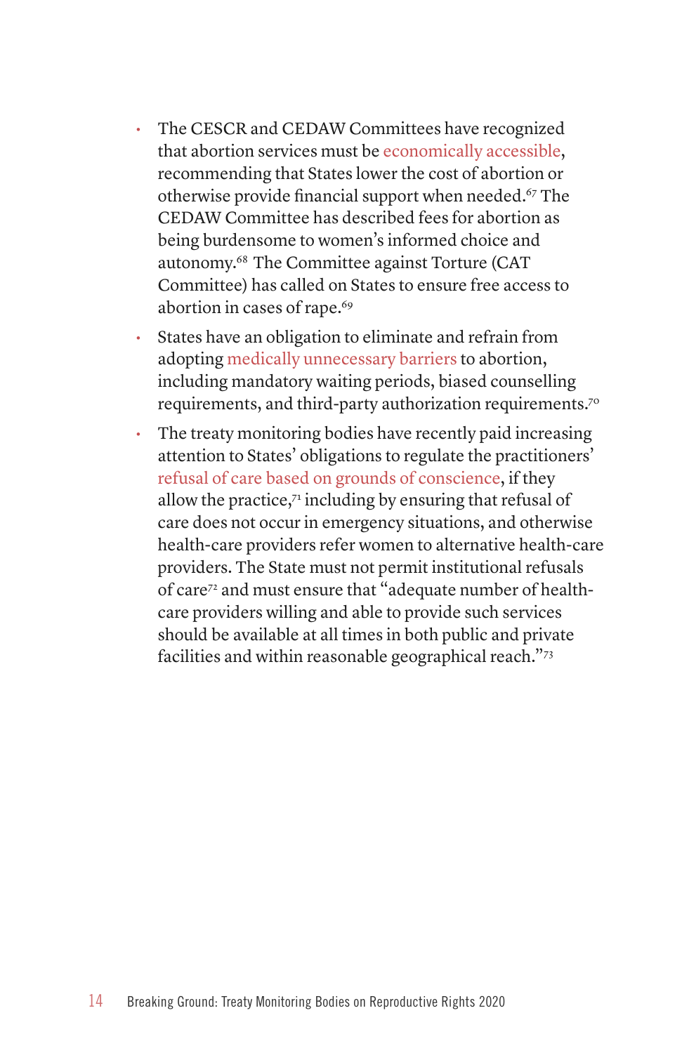- The CESCR and CEDAW Committees have recognized that abortion services must be economically accessible, recommending that States lower the cost of abortion or otherwise provide financial support when needed.[67] The CEDAW Committee has described fees for abortion as being burdensome to women's informed choice and autonomy.[68] The Committee against Torture (CAT Committee) has called on States to ensure free access to abortion in cases of rape.[69]
- States have an obligation to eliminate and refrain from adopting medically unnecessary barriers to abortion, including mandatory waiting periods, biased counselling requirements, and third-party authorization requirements.[70]
- The treaty monitoring bodies have recently paid increasing attention to States' obligations to regulate the practitioners' refusal of care based on grounds of conscience, if they allow the practice,[71] including by ensuring that refusal of care does not occur in emergency situations, and otherwise health-care providers refer women to alternative health-care providers. The State must not permit institutional refusals of care[72] and must ensure that "adequate number of health-care providers willing and able to provide such services should be available at all times in both public and private facilities and within reasonable geographical reach."[73]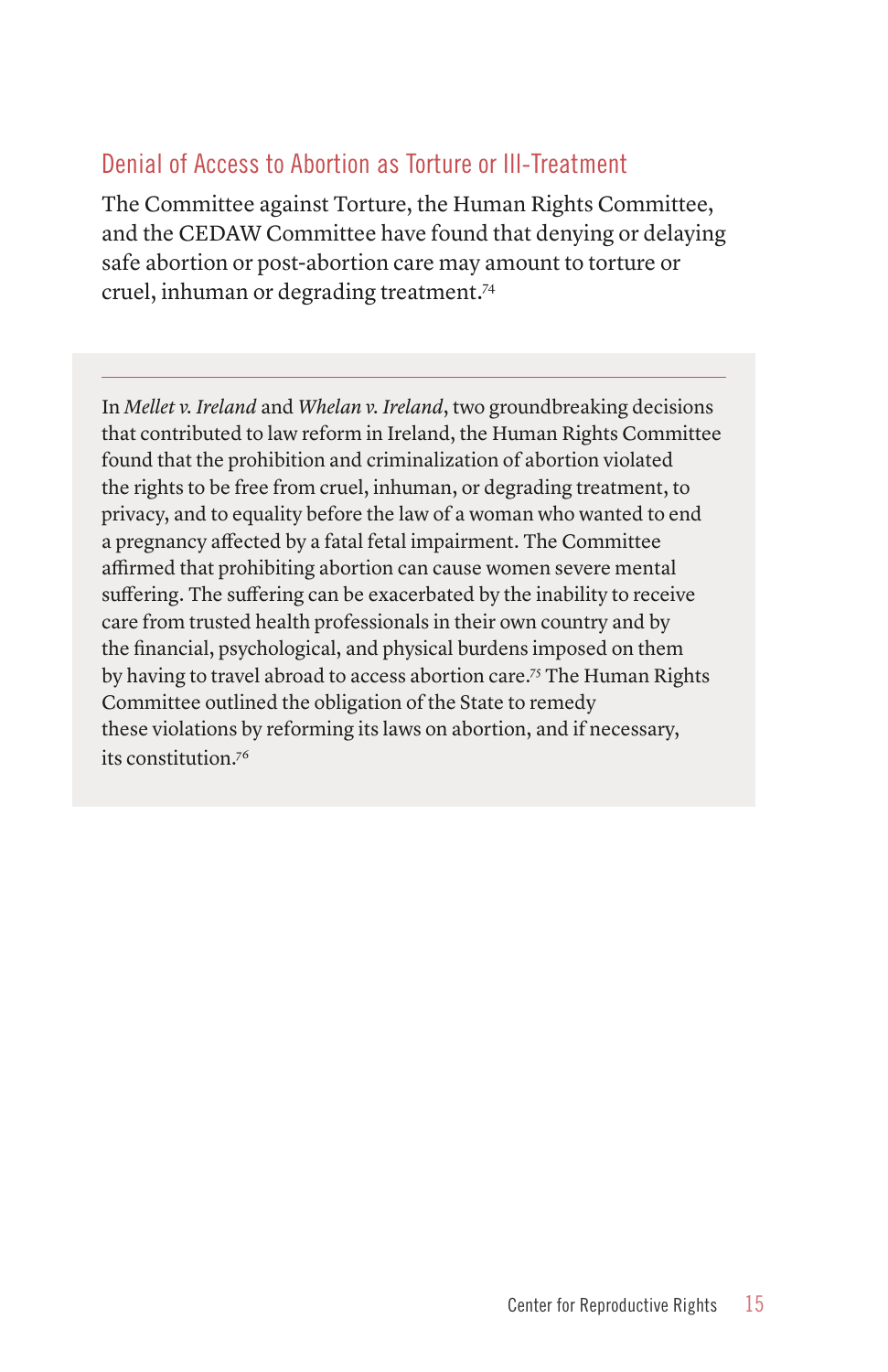## Denial of Access to Abortion as Torture or Ill-Treatment

The Committee against Torture, the Human Rights Committee, and the CEDAW Committee have found that denying or delaying safe abortion or post-abortion care may amount to torture or cruel, inhuman or degrading treatment.[74]

---

In *Mellet v. Ireland* and *Whelan v. Ireland*, two groundbreaking decisions that contributed to law reform in Ireland, the Human Rights Committee found that the prohibition and criminalization of abortion violated the rights to be free from cruel, inhuman, or degrading treatment, to privacy, and to equality before the law of a woman who wanted to end a pregnancy affected by a fatal fetal impairment. The Committee affirmed that prohibiting abortion can cause women severe mental suffering. The suffering can be exacerbated by the inability to receive care from trusted health professionals in their own country and by the financial, psychological, and physical burdens imposed on them by having to travel abroad to access abortion care.[75] The Human Rights Committee outlined the obligation of the State to remedy these violations by reforming its laws on abortion, and if necessary, its constitution.[76]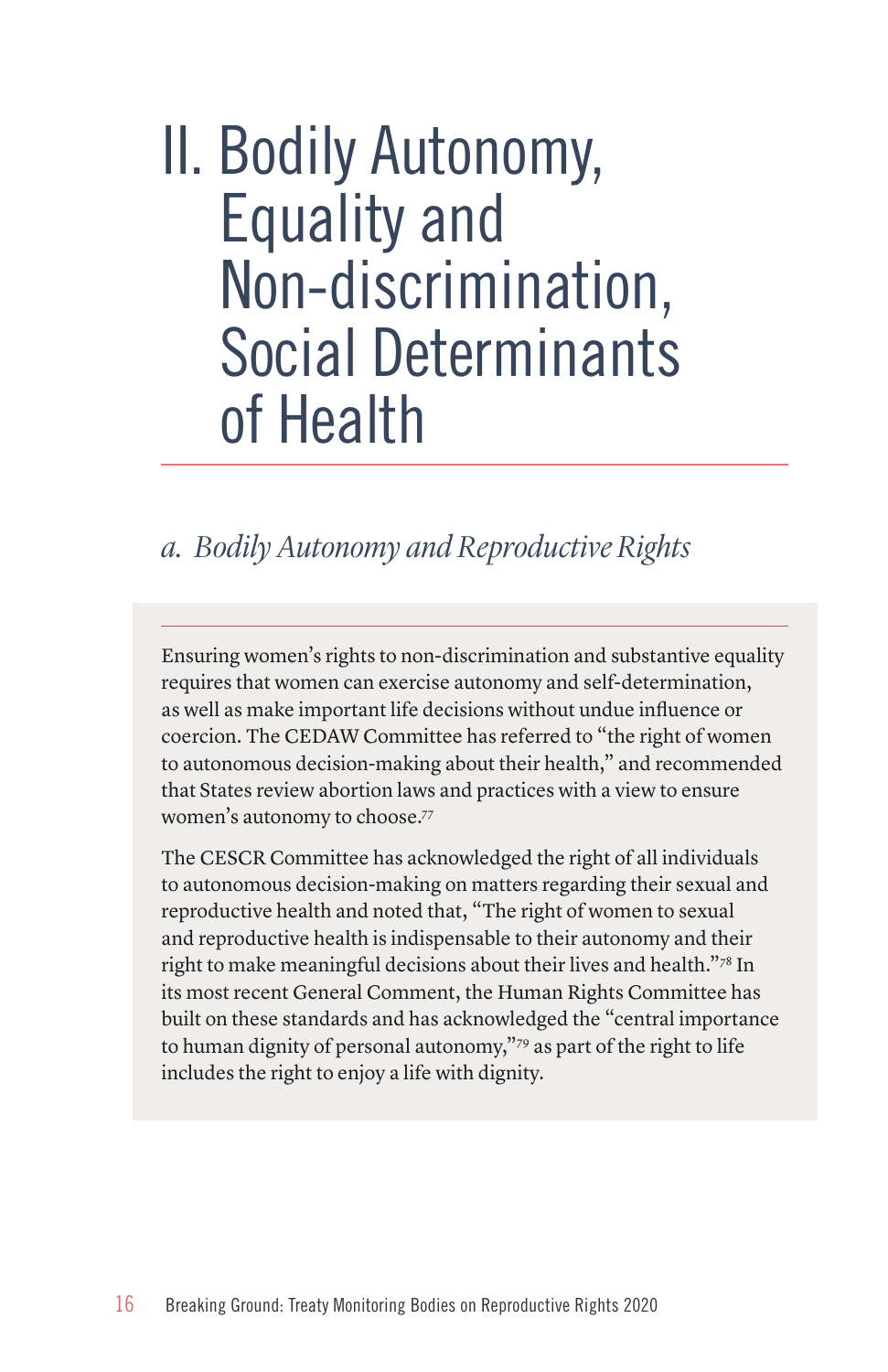# II. Bodily Autonomy, Equality and Non-discrimination, Social Determinants of Health

## *a. Bodily Autonomy and Reproductive Rights*

Ensuring women's rights to non-discrimination and substantive equality requires that women can exercise autonomy and self-determination, as well as make important life decisions without undue influence or coercion. The CEDAW Committee has referred to "the right of women to autonomous decision-making about their health," and recommended that States review abortion laws and practices with a view to ensure women's autonomy to choose.[77]

The CESCR Committee has acknowledged the right of all individuals to autonomous decision-making on matters regarding their sexual and reproductive health and noted that, "The right of women to sexual and reproductive health is indispensable to their autonomy and their right to make meaningful decisions about their lives and health."[78] In its most recent General Comment, the Human Rights Committee has built on these standards and has acknowledged the "central importance to human dignity of personal autonomy,"[79] as part of the right to life includes the right to enjoy a life with dignity.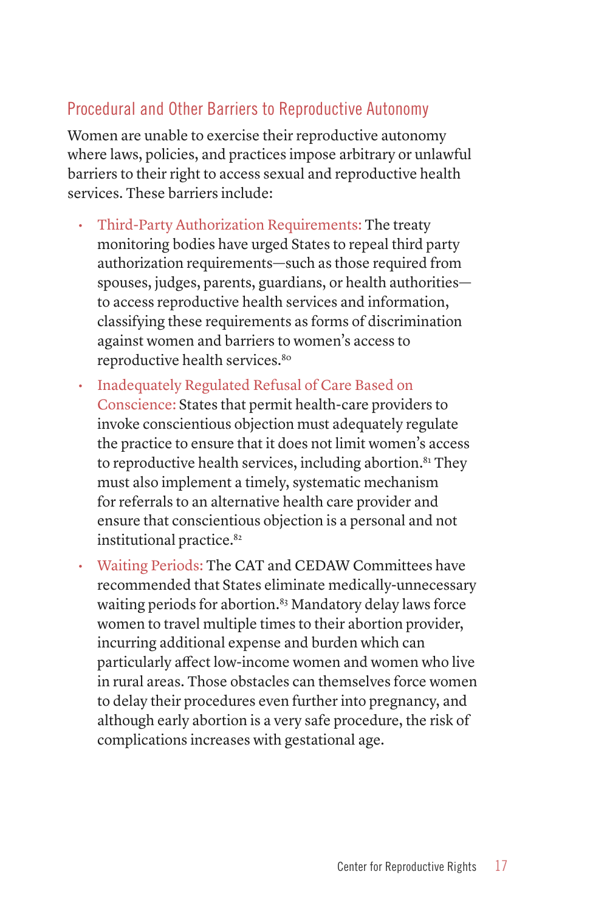## Procedural and Other Barriers to Reproductive Autonomy

Women are unable to exercise their reproductive autonomy where laws, policies, and practices impose arbitrary or unlawful barriers to their right to access sexual and reproductive health services. These barriers include:

- Third-Party Authorization Requirements: The treaty monitoring bodies have urged States to repeal third party authorization requirements—such as those required from spouses, judges, parents, guardians, or health authorities—to access reproductive health services and information, classifying these requirements as forms of discrimination against women and barriers to women's access to reproductive health services.[80]
- Inadequately Regulated Refusal of Care Based on Conscience: States that permit health-care providers to invoke conscientious objection must adequately regulate the practice to ensure that it does not limit women's access to reproductive health services, including abortion.[81] They must also implement a timely, systematic mechanism for referrals to an alternative health care provider and ensure that conscientious objection is a personal and not institutional practice.[82]
- Waiting Periods: The CAT and CEDAW Committees have recommended that States eliminate medically-unnecessary waiting periods for abortion.[83] Mandatory delay laws force women to travel multiple times to their abortion provider, incurring additional expense and burden which can particularly affect low-income women and women who live in rural areas. Those obstacles can themselves force women to delay their procedures even further into pregnancy, and although early abortion is a very safe procedure, the risk of complications increases with gestational age.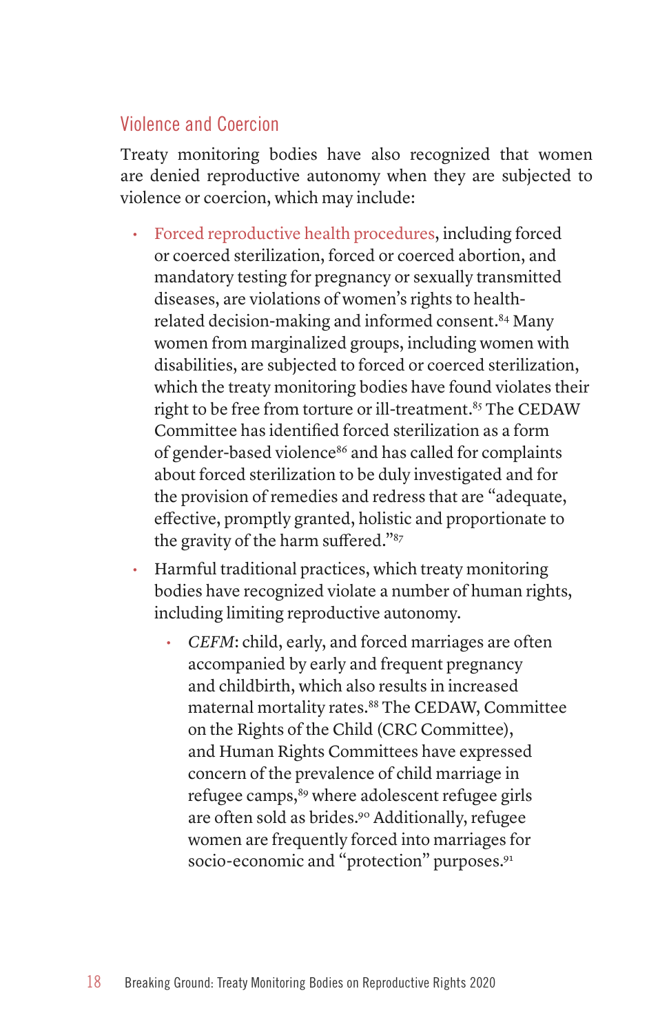## Violence and Coercion

Treaty monitoring bodies have also recognized that women are denied reproductive autonomy when they are subjected to violence or coercion, which may include:

- Forced reproductive health procedures, including forced or coerced sterilization, forced or coerced abortion, and mandatory testing for pregnancy or sexually transmitted diseases, are violations of women's rights to health-related decision-making and informed consent.[84] Many women from marginalized groups, including women with disabilities, are subjected to forced or coerced sterilization, which the treaty monitoring bodies have found violates their right to be free from torture or ill-treatment.[85] The CEDAW Committee has identified forced sterilization as a form of gender-based violence[86] and has called for complaints about forced sterilization to be duly investigated and for the provision of remedies and redress that are "adequate, effective, promptly granted, holistic and proportionate to the gravity of the harm suffered."[87]
- Harmful traditional practices, which treaty monitoring bodies have recognized violate a number of human rights, including limiting reproductive autonomy.
    - *CEFM*: child, early, and forced marriages are often accompanied by early and frequent pregnancy and childbirth, which also results in increased maternal mortality rates.[88] The CEDAW, Committee on the Rights of the Child (CRC Committee), and Human Rights Committees have expressed concern of the prevalence of child marriage in refugee camps,[89] where adolescent refugee girls are often sold as brides.[90] Additionally, refugee women are frequently forced into marriages for socio-economic and "protection" purposes.[91]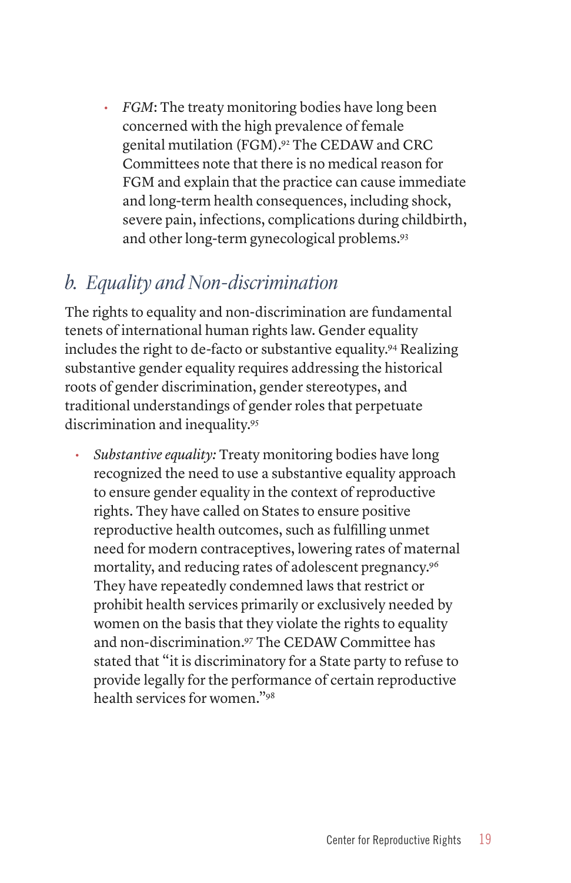- *FGM*: The treaty monitoring bodies have long been concerned with the high prevalence of female genital mutilation (FGM).[92] The CEDAW and CRC Committees note that there is no medical reason for FGM and explain that the practice can cause immediate and long-term health consequences, including shock, severe pain, infections, complications during childbirth, and other long-term gynecological problems.[93]

## *b. Equality and Non-discrimination*

The rights to equality and non-discrimination are fundamental tenets of international human rights law. Gender equality includes the right to de-facto or substantive equality.[94] Realizing substantive gender equality requires addressing the historical roots of gender discrimination, gender stereotypes, and traditional understandings of gender roles that perpetuate discrimination and inequality.[95]

- *Substantive equality:* Treaty monitoring bodies have long recognized the need to use a substantive equality approach to ensure gender equality in the context of reproductive rights. They have called on States to ensure positive reproductive health outcomes, such as fulfilling unmet need for modern contraceptives, lowering rates of maternal mortality, and reducing rates of adolescent pregnancy.[96] They have repeatedly condemned laws that restrict or prohibit health services primarily or exclusively needed by women on the basis that they violate the rights to equality and non-discrimination.[97] The CEDAW Committee has stated that "it is discriminatory for a State party to refuse to provide legally for the performance of certain reproductive health services for women."[98]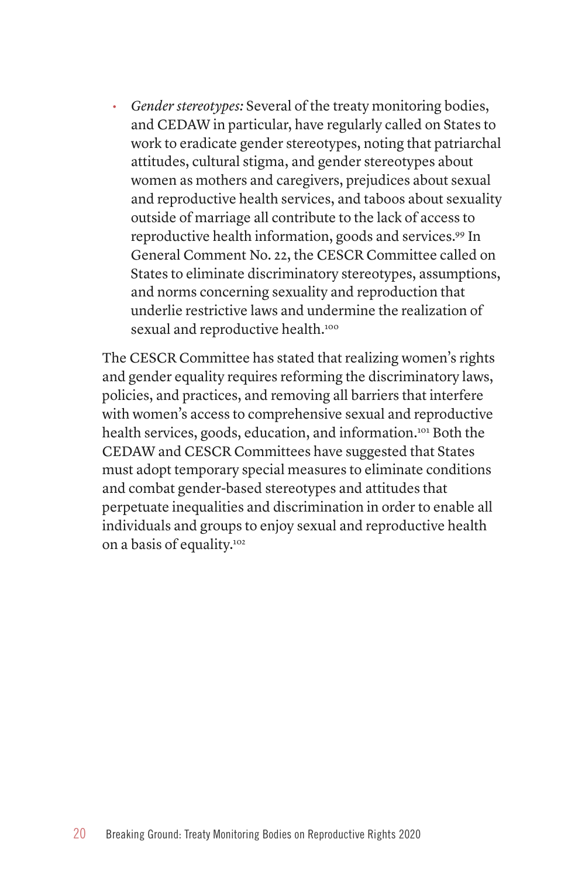- *Gender stereotypes:* Several of the treaty monitoring bodies, and CEDAW in particular, have regularly called on States to work to eradicate gender stereotypes, noting that patriarchal attitudes, cultural stigma, and gender stereotypes about women as mothers and caregivers, prejudices about sexual and reproductive health services, and taboos about sexuality outside of marriage all contribute to the lack of access to reproductive health information, goods and services.[99] In General Comment No. 22, the CESCR Committee called on States to eliminate discriminatory stereotypes, assumptions, and norms concerning sexuality and reproduction that underlie restrictive laws and undermine the realization of sexual and reproductive health.[100]

The CESCR Committee has stated that realizing women's rights and gender equality requires reforming the discriminatory laws, policies, and practices, and removing all barriers that interfere with women's access to comprehensive sexual and reproductive health services, goods, education, and information.[101] Both the CEDAW and CESCR Committees have suggested that States must adopt temporary special measures to eliminate conditions and combat gender-based stereotypes and attitudes that perpetuate inequalities and discrimination in order to enable all individuals and groups to enjoy sexual and reproductive health on a basis of equality.[102]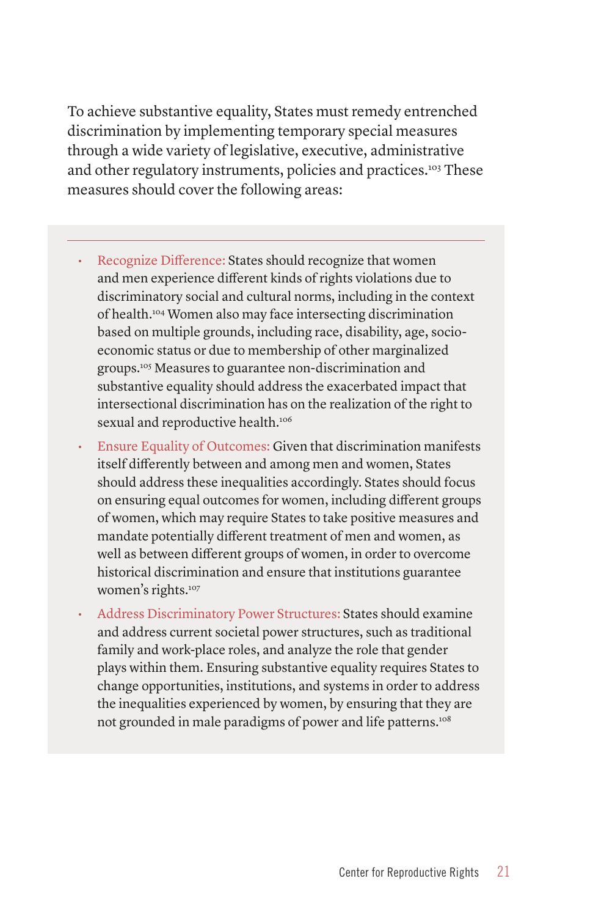To achieve substantive equality, States must remedy entrenched discrimination by implementing temporary special measures through a wide variety of legislative, executive, administrative and other regulatory instruments, policies and practices.[103] These measures should cover the following areas:

---

- **Recognize Difference:** States should recognize that women and men experience different kinds of rights violations due to discriminatory social and cultural norms, including in the context of health.[104] Women also may face intersecting discrimination based on multiple grounds, including race, disability, age, socio-economic status or due to membership of other marginalized groups.[105] Measures to guarantee non-discrimination and substantive equality should address the exacerbated impact that intersectional discrimination has on the realization of the right to sexual and reproductive health.[106]
- **Ensure Equality of Outcomes:** Given that discrimination manifests itself differently between and among men and women, States should address these inequalities accordingly. States should focus on ensuring equal outcomes for women, including different groups of women, which may require States to take positive measures and mandate potentially different treatment of men and women, as well as between different groups of women, in order to overcome historical discrimination and ensure that institutions guarantee women's rights.[107]
- **Address Discriminatory Power Structures:** States should examine and address current societal power structures, such as traditional family and work-place roles, and analyze the role that gender plays within them. Ensuring substantive equality requires States to change opportunities, institutions, and systems in order to address the inequalities experienced by women, by ensuring that they are not grounded in male paradigms of power and life patterns.[108]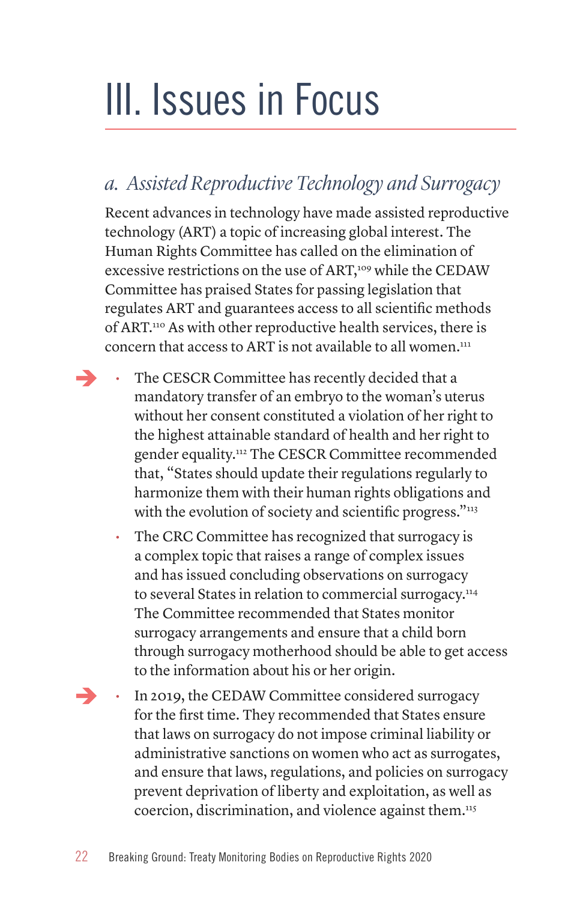# III. Issues in Focus

## *a. Assisted Reproductive Technology and Surrogacy*

Recent advances in technology have made assisted reproductive technology (ART) a topic of increasing global interest. The Human Rights Committee has called on the elimination of excessive restrictions on the use of ART,[109] while the CEDAW Committee has praised States for passing legislation that regulates ART and guarantees access to all scientific methods of ART.[110] As with other reproductive health services, there is concern that access to ART is not available to all women.[111]

- The CESCR Committee has recently decided that a mandatory transfer of an embryo to the woman's uterus without her consent constituted a violation of her right to the highest attainable standard of health and her right to gender equality.[112] The CESCR Committee recommended that, "States should update their regulations regularly to harmonize them with their human rights obligations and with the evolution of society and scientific progress."[113]
- The CRC Committee has recognized that surrogacy is a complex topic that raises a range of complex issues and has issued concluding observations on surrogacy to several States in relation to commercial surrogacy.[114] The Committee recommended that States monitor surrogacy arrangements and ensure that a child born through surrogacy motherhood should be able to get access to the information about his or her origin.
- In 2019, the CEDAW Committee considered surrogacy for the first time. They recommended that States ensure that laws on surrogacy do not impose criminal liability or administrative sanctions on women who act as surrogates, and ensure that laws, regulations, and policies on surrogacy prevent deprivation of liberty and exploitation, as well as coercion, discrimination, and violence against them.[115]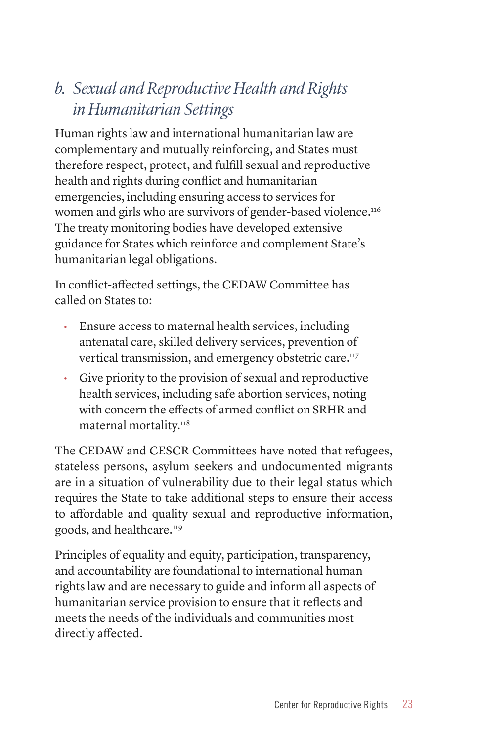## *b. Sexual and Reproductive Health and Rights in Humanitarian Settings*

Human rights law and international humanitarian law are complementary and mutually reinforcing, and States must therefore respect, protect, and fulfill sexual and reproductive health and rights during conflict and humanitarian emergencies, including ensuring access to services for women and girls who are survivors of gender-based violence.[116] The treaty monitoring bodies have developed extensive guidance for States which reinforce and complement State's humanitarian legal obligations.

In conflict-affected settings, the CEDAW Committee has called on States to:

- Ensure access to maternal health services, including antenatal care, skilled delivery services, prevention of vertical transmission, and emergency obstetric care.[117]
- Give priority to the provision of sexual and reproductive health services, including safe abortion services, noting with concern the effects of armed conflict on SRHR and maternal mortality.[118]

The CEDAW and CESCR Committees have noted that refugees, stateless persons, asylum seekers and undocumented migrants are in a situation of vulnerability due to their legal status which requires the State to take additional steps to ensure their access to affordable and quality sexual and reproductive information, goods, and healthcare.[119]

Principles of equality and equity, participation, transparency, and accountability are foundational to international human rights law and are necessary to guide and inform all aspects of humanitarian service provision to ensure that it reflects and meets the needs of the individuals and communities most directly affected.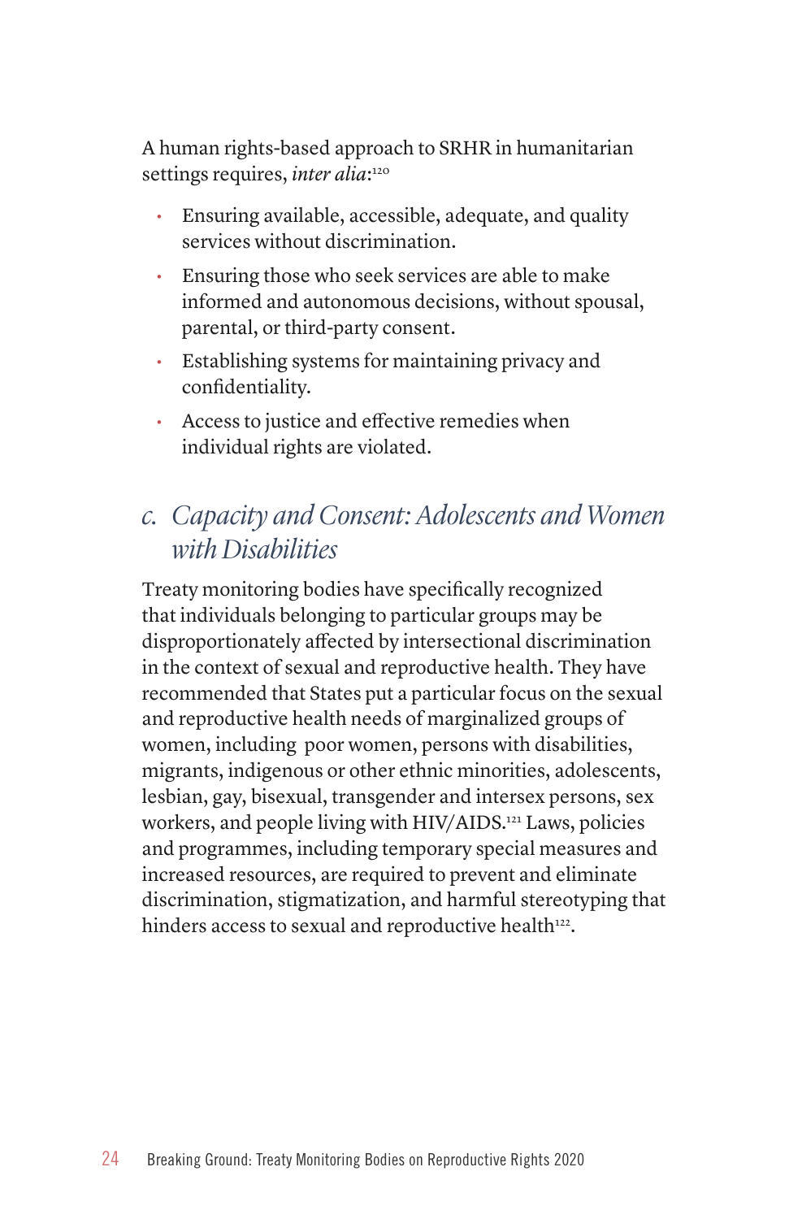A human rights-based approach to SRHR in humanitarian settings requires, *inter alia*:[120]

- Ensuring available, accessible, adequate, and quality services without discrimination.
- Ensuring those who seek services are able to make informed and autonomous decisions, without spousal, parental, or third-party consent.
- Establishing systems for maintaining privacy and confidentiality.
- Access to justice and effective remedies when individual rights are violated.

## *c. Capacity and Consent: Adolescents and Women with Disabilities*

Treaty monitoring bodies have specifically recognized that individuals belonging to particular groups may be disproportionately affected by intersectional discrimination in the context of sexual and reproductive health. They have recommended that States put a particular focus on the sexual and reproductive health needs of marginalized groups of women, including poor women, persons with disabilities, migrants, indigenous or other ethnic minorities, adolescents, lesbian, gay, bisexual, transgender and intersex persons, sex workers, and people living with HIV/AIDS.[121] Laws, policies and programmes, including temporary special measures and increased resources, are required to prevent and eliminate discrimination, stigmatization, and harmful stereotyping that hinders access to sexual and reproductive health[122].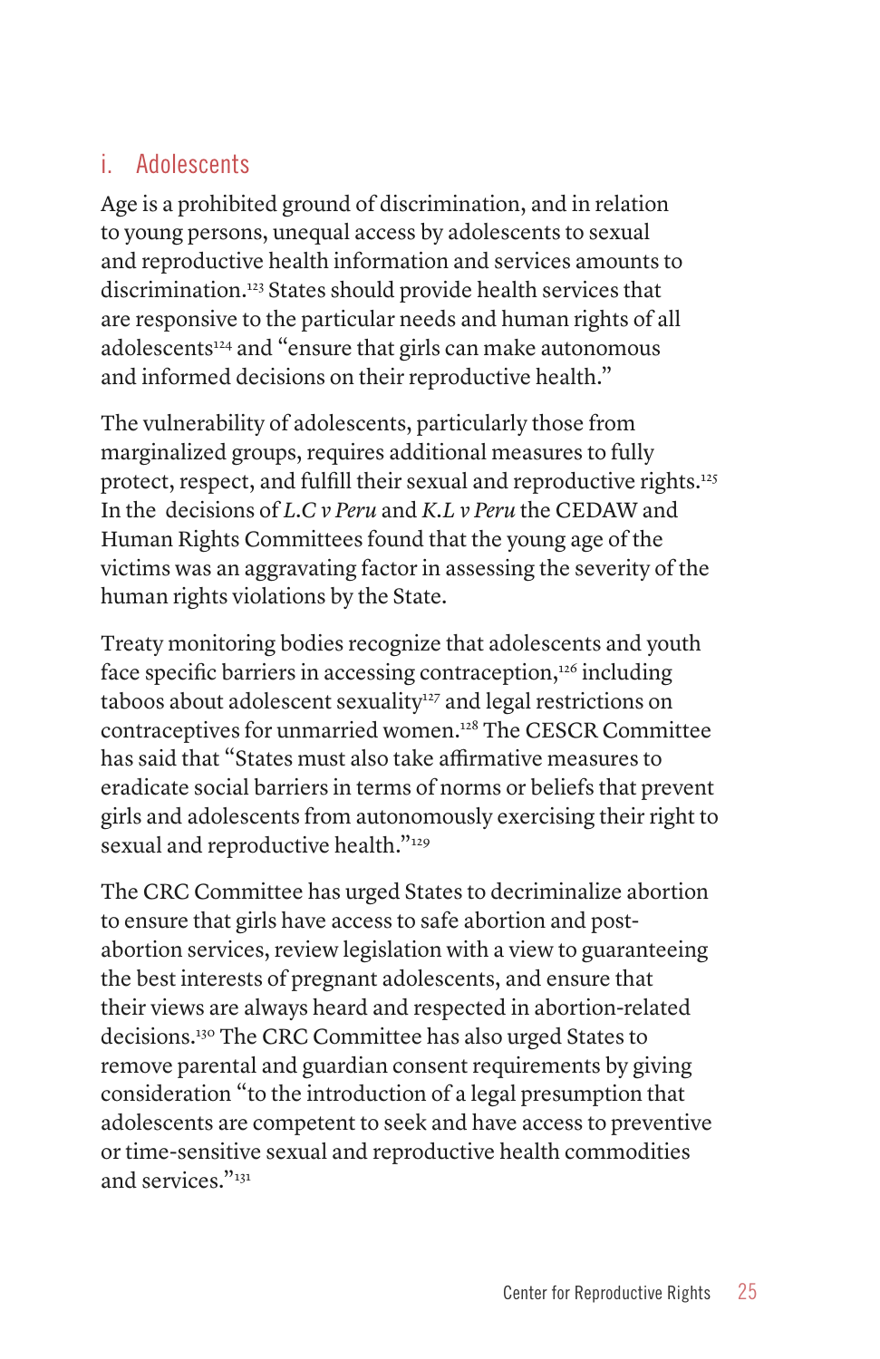### i. Adolescents

Age is a prohibited ground of discrimination, and in relation to young persons, unequal access by adolescents to sexual and reproductive health information and services amounts to discrimination.[123] States should provide health services that are responsive to the particular needs and human rights of all adolescents[124] and "ensure that girls can make autonomous and informed decisions on their reproductive health."

The vulnerability of adolescents, particularly those from marginalized groups, requires additional measures to fully protect, respect, and fulfill their sexual and reproductive rights.[125] In the decisions of *L.C v Peru* and *K.L v Peru* the CEDAW and Human Rights Committees found that the young age of the victims was an aggravating factor in assessing the severity of the human rights violations by the State.

Treaty monitoring bodies recognize that adolescents and youth face specific barriers in accessing contraception,[126] including taboos about adolescent sexuality[127] and legal restrictions on contraceptives for unmarried women.[128] The CESCR Committee has said that "States must also take affirmative measures to eradicate social barriers in terms of norms or beliefs that prevent girls and adolescents from autonomously exercising their right to sexual and reproductive health."[129]

The CRC Committee has urged States to decriminalize abortion to ensure that girls have access to safe abortion and post-abortion services, review legislation with a view to guaranteeing the best interests of pregnant adolescents, and ensure that their views are always heard and respected in abortion-related decisions.[130] The CRC Committee has also urged States to remove parental and guardian consent requirements by giving consideration "to the introduction of a legal presumption that adolescents are competent to seek and have access to preventive or time-sensitive sexual and reproductive health commodities and services."[131]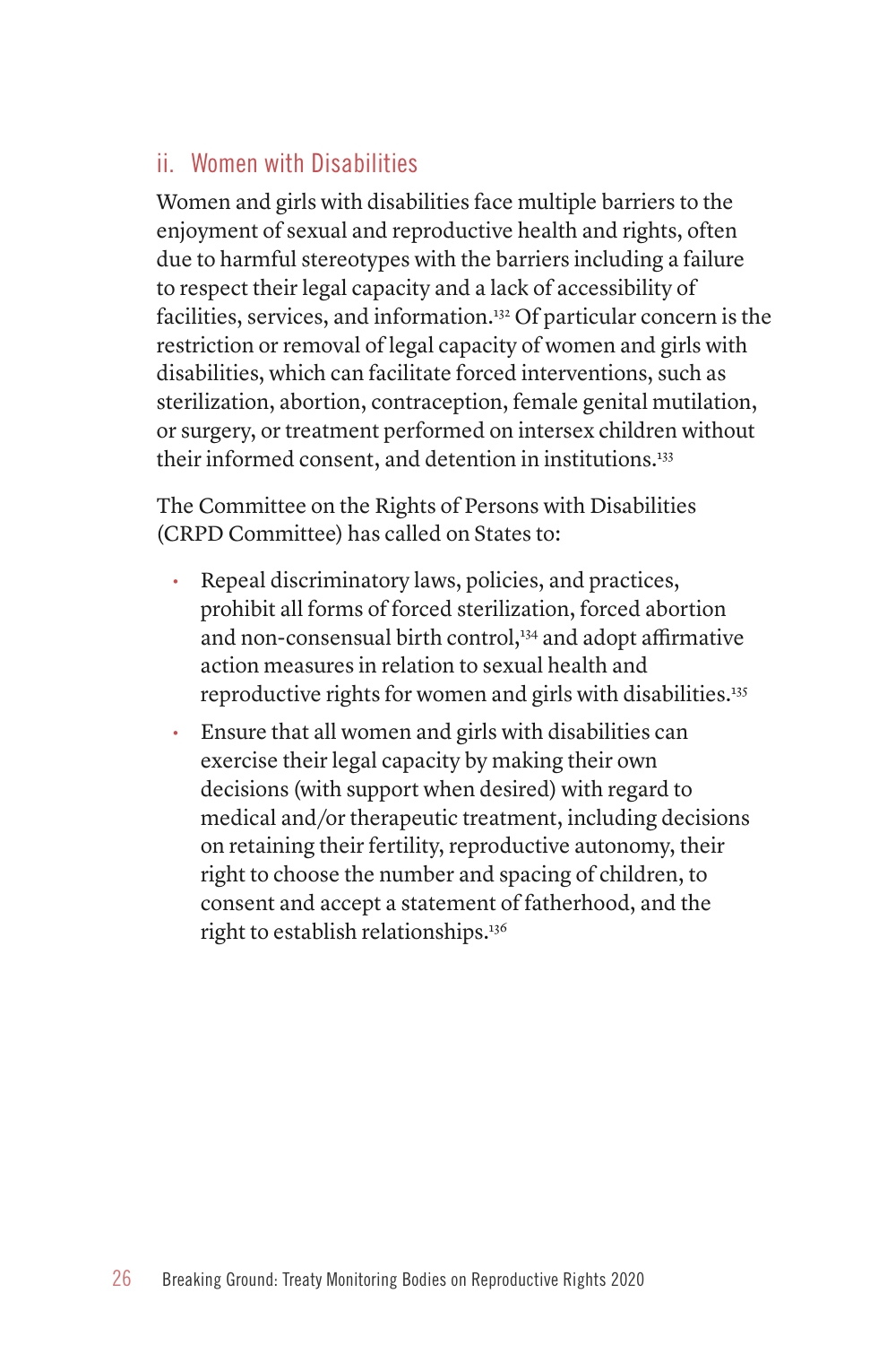### ii. Women with Disabilities

Women and girls with disabilities face multiple barriers to the enjoyment of sexual and reproductive health and rights, often due to harmful stereotypes with the barriers including a failure to respect their legal capacity and a lack of accessibility of facilities, services, and information.[132] Of particular concern is the restriction or removal of legal capacity of women and girls with disabilities, which can facilitate forced interventions, such as sterilization, abortion, contraception, female genital mutilation, or surgery, or treatment performed on intersex children without their informed consent, and detention in institutions.[133]

The Committee on the Rights of Persons with Disabilities (CRPD Committee) has called on States to:

- Repeal discriminatory laws, policies, and practices, prohibit all forms of forced sterilization, forced abortion and non-consensual birth control,[134] and adopt affirmative action measures in relation to sexual health and reproductive rights for women and girls with disabilities.[135]
- Ensure that all women and girls with disabilities can exercise their legal capacity by making their own decisions (with support when desired) with regard to medical and/or therapeutic treatment, including decisions on retaining their fertility, reproductive autonomy, their right to choose the number and spacing of children, to consent and accept a statement of fatherhood, and the right to establish relationships.[136]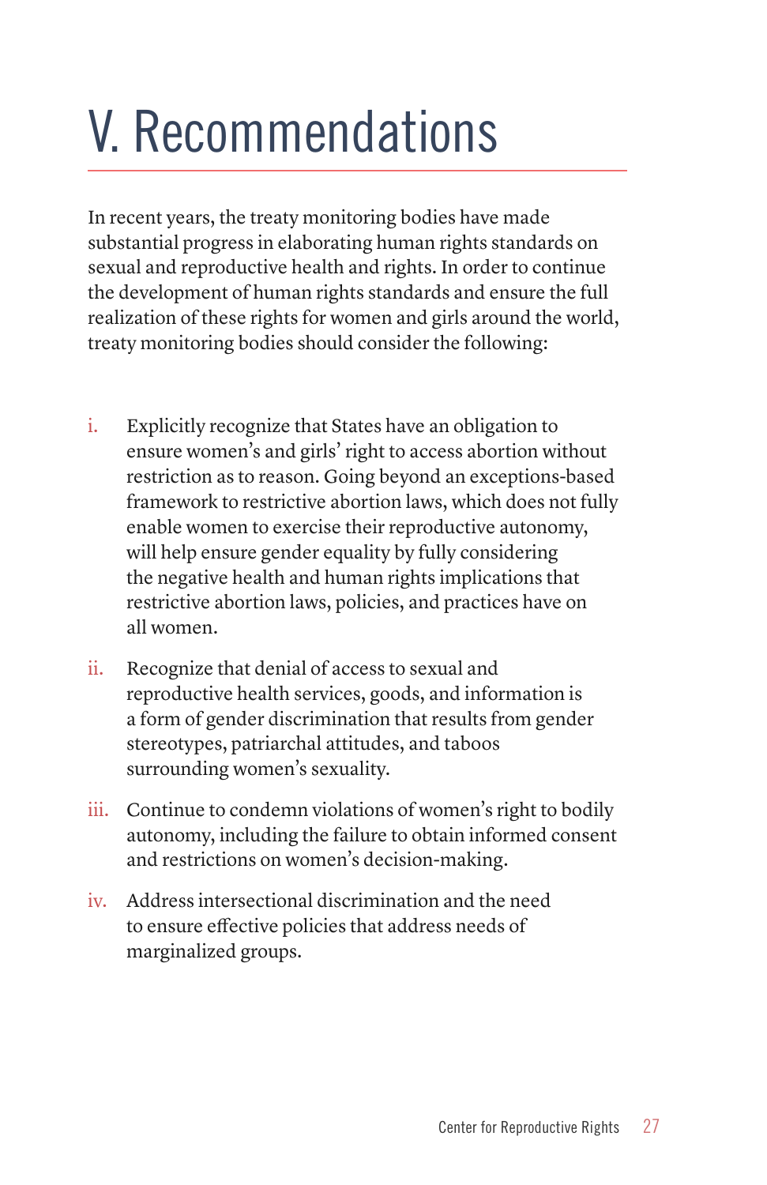# V. Recommendations

In recent years, the treaty monitoring bodies have made substantial progress in elaborating human rights standards on sexual and reproductive health and rights. In order to continue the development of human rights standards and ensure the full realization of these rights for women and girls around the world, treaty monitoring bodies should consider the following:

i. Explicitly recognize that States have an obligation to ensure women's and girls' right to access abortion without restriction as to reason. Going beyond an exceptions-based framework to restrictive abortion laws, which does not fully enable women to exercise their reproductive autonomy, will help ensure gender equality by fully considering the negative health and human rights implications that restrictive abortion laws, policies, and practices have on all women.

ii. Recognize that denial of access to sexual and reproductive health services, goods, and information is a form of gender discrimination that results from gender stereotypes, patriarchal attitudes, and taboos surrounding women's sexuality.

iii. Continue to condemn violations of women's right to bodily autonomy, including the failure to obtain informed consent and restrictions on women's decision-making.

iv. Address intersectional discrimination and the need to ensure effective policies that address needs of marginalized groups.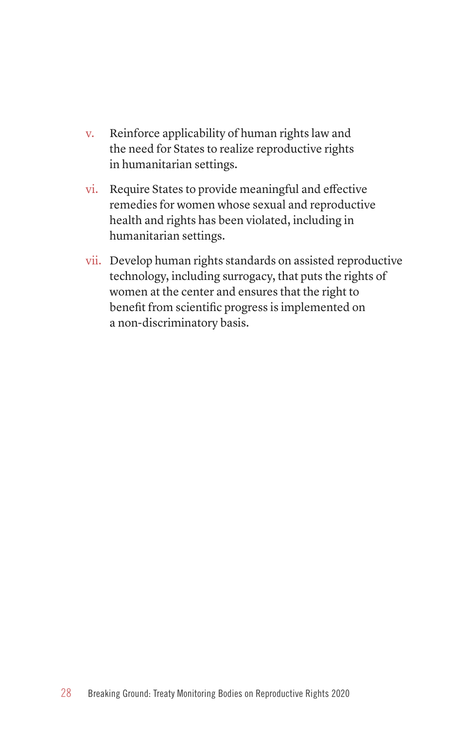v. Reinforce applicability of human rights law and the need for States to realize reproductive rights in humanitarian settings.

vi. Require States to provide meaningful and effective remedies for women whose sexual and reproductive health and rights has been violated, including in humanitarian settings.

vii. Develop human rights standards on assisted reproductive technology, including surrogacy, that puts the rights of women at the center and ensures that the right to benefit from scientific progress is implemented on a non-discriminatory basis.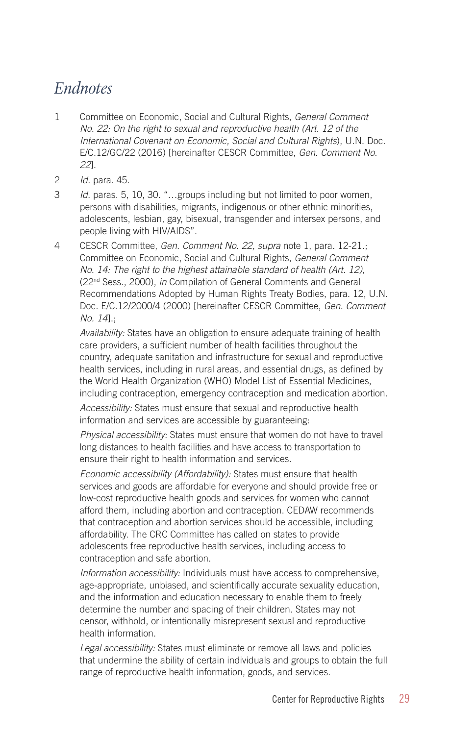# *Endnotes*

1 Committee on Economic, Social and Cultural Rights, *General Comment No. 22: On the right to sexual and reproductive health (Art. 12 of the International Covenant on Economic, Social and Cultural Rights)*, U.N. Doc. E/C.12/GC/22 (2016) [hereinafter CESCR Committee, *Gen. Comment No. 22*].

2 *Id.* para. 45.

3 *Id.* paras. 5, 10, 30. "…groups including but not limited to poor women, persons with disabilities, migrants, indigenous or other ethnic minorities, adolescents, lesbian, gay, bisexual, transgender and intersex persons, and people living with HIV/AIDS".

4 CESCR Committee, *Gen. Comment No. 22, supra* note 1, para. 12-21.; Committee on Economic, Social and Cultural Rights, *General Comment No. 14: The right to the highest attainable standard of health (Art. 12),* (22nd Sess., 2000), *in* Compilation of General Comments and General Recommendations Adopted by Human Rights Treaty Bodies, para. 12, U.N. Doc. E/C.12/2000/4 (2000) [hereinafter CESCR Committee, *Gen. Comment No. 14*].;

*Availability:* States have an obligation to ensure adequate training of health care providers, a sufficient number of health facilities throughout the country, adequate sanitation and infrastructure for sexual and reproductive health services, including in rural areas, and essential drugs, as defined by the World Health Organization (WHO) Model List of Essential Medicines, including contraception, emergency contraception and medication abortion.

*Accessibility:* States must ensure that sexual and reproductive health information and services are accessible by guaranteeing:

*Physical accessibility:* States must ensure that women do not have to travel long distances to health facilities and have access to transportation to ensure their right to health information and services.

*Economic accessibility (Affordability):* States must ensure that health services and goods are affordable for everyone and should provide free or low-cost reproductive health goods and services for women who cannot afford them, including abortion and contraception. CEDAW recommends that contraception and abortion services should be accessible, including affordability. The CRC Committee has called on states to provide adolescents free reproductive health services, including access to contraception and safe abortion.

*Information accessibility:* Individuals must have access to comprehensive, age-appropriate, unbiased, and scientifically accurate sexuality education, and the information and education necessary to enable them to freely determine the number and spacing of their children. States may not censor, withhold, or intentionally misrepresent sexual and reproductive health information.

*Legal accessibility:* States must eliminate or remove all laws and policies that undermine the ability of certain individuals and groups to obtain the full range of reproductive health information, goods, and services.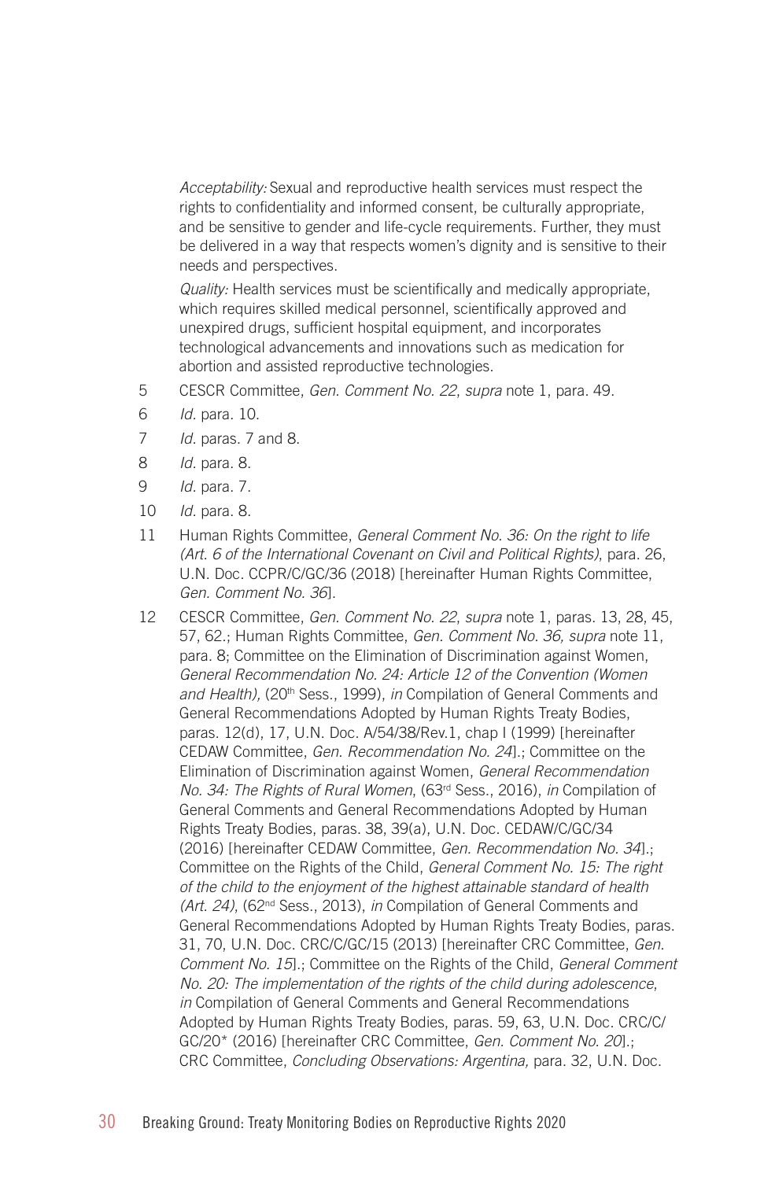*Acceptability:* Sexual and reproductive health services must respect the rights to confidentiality and informed consent, be culturally appropriate, and be sensitive to gender and life-cycle requirements. Further, they must be delivered in a way that respects women's dignity and is sensitive to their needs and perspectives.

*Quality:* Health services must be scientifically and medically appropriate, which requires skilled medical personnel, scientifically approved and unexpired drugs, sufficient hospital equipment, and incorporates technological advancements and innovations such as medication for abortion and assisted reproductive technologies.

5 CESCR Committee, *Gen. Comment No. 22*, *supra* note 1, para. 49.

6 *Id.* para. 10.

7 *Id.* paras. 7 and 8.

8 *Id.* para. 8.

9 *Id.* para. 7.

10 *Id.* para. 8.

11 Human Rights Committee, *General Comment No. 36: On the right to life (Art. 6 of the International Covenant on Civil and Political Rights)*, para. 26, U.N. Doc. CCPR/C/GC/36 (2018) [hereinafter Human Rights Committee, *Gen. Comment No. 36*].

12 CESCR Committee, *Gen. Comment No. 22*, *supra* note 1, paras. 13, 28, 45, 57, 62.; Human Rights Committee, *Gen. Comment No. 36, supra* note 11, para. 8; Committee on the Elimination of Discrimination against Women, *General Recommendation No. 24: Article 12 of the Convention (Women and Health),* (20th Sess., 1999), *in* Compilation of General Comments and General Recommendations Adopted by Human Rights Treaty Bodies, paras. 12(d), 17, U.N. Doc. A/54/38/Rev.1, chap I (1999) [hereinafter CEDAW Committee, *Gen. Recommendation No. 24*].; Committee on the Elimination of Discrimination against Women, *General Recommendation No. 34: The Rights of Rural Women*, (63rd Sess., 2016), *in* Compilation of General Comments and General Recommendations Adopted by Human Rights Treaty Bodies, paras. 38, 39(a), U.N. Doc. CEDAW/C/GC/34 (2016) [hereinafter CEDAW Committee, *Gen. Recommendation No. 34*].; Committee on the Rights of the Child, *General Comment No. 15: The right of the child to the enjoyment of the highest attainable standard of health (Art. 24)*, (62nd Sess., 2013), *in* Compilation of General Comments and General Recommendations Adopted by Human Rights Treaty Bodies, paras. 31, 70, U.N. Doc. CRC/C/GC/15 (2013) [hereinafter CRC Committee, *Gen. Comment No. 15*].; Committee on the Rights of the Child, *General Comment No. 20: The implementation of the rights of the child during adolescence*, *in* Compilation of General Comments and General Recommendations Adopted by Human Rights Treaty Bodies, paras. 59, 63, U.N. Doc. CRC/C/GC/20* (2016) [hereinafter CRC Committee, *Gen. Comment No. 20*].; CRC Committee, *Concluding Observations: Argentina,* para. 32, U.N. Doc.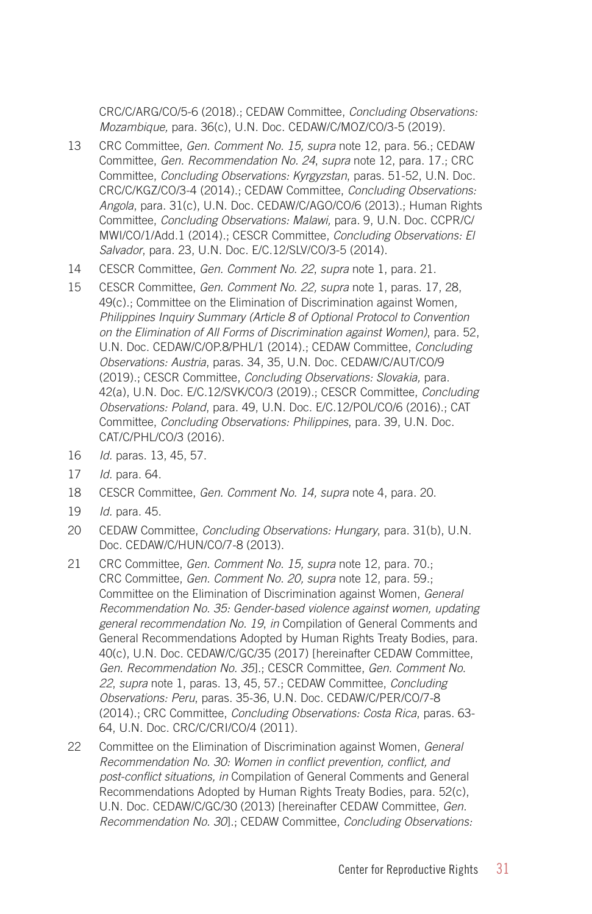CRC/C/ARG/CO/5-6 (2018).; CEDAW Committee, *Concluding Observations: Mozambique,* para. 36(c), U.N. Doc. CEDAW/C/MOZ/CO/3-5 (2019).

13 CRC Committee, *Gen. Comment No. 15, supra* note 12, para. 56.; CEDAW Committee, *Gen. Recommendation No. 24*, *supra* note 12, para. 17.; CRC Committee, *Concluding Observations: Kyrgyzstan*, paras. 51-52, U.N. Doc. CRC/C/KGZ/CO/3-4 (2014).; CEDAW Committee, *Concluding Observations: Angola*, para. 31(c), U.N. Doc. CEDAW/C/AGO/CO/6 (2013).; Human Rights Committee, *Concluding Observations: Malawi,* para. 9, U.N. Doc. CCPR/C/MWI/CO/1/Add.1 (2014).; CESCR Committee, *Concluding Observations: El Salvador*, para. 23, U.N. Doc. E/C.12/SLV/CO/3-5 (2014).

14 CESCR Committee, *Gen. Comment No. 22*, *supra* note 1, para. 21.

15 CESCR Committee, *Gen. Comment No. 22, supra* note 1, paras. 17, 28, 49(c).; Committee on the Elimination of Discrimination against Women*, Philippines Inquiry Summary (Article 8 of Optional Protocol to Convention on the Elimination of All Forms of Discrimination against Women)*, para. 52, U.N. Doc. CEDAW/C/OP.8/PHL/1 (2014).; CEDAW Committee, *Concluding Observations: Austria*, paras. 34, 35, U.N. Doc. CEDAW/C/AUT/CO/9 (2019).; CESCR Committee, *Concluding Observations: Slovakia,* para. 42(a), U.N. Doc. E/C.12/SVK/CO/3 (2019).; CESCR Committee, *Concluding Observations: Poland*, para. 49, U.N. Doc. E/C.12/POL/CO/6 (2016).; CAT Committee, *Concluding Observations: Philippines*, para. 39, U.N. Doc. CAT/C/PHL/CO/3 (2016).

16 *Id.* paras. 13, 45, 57.

17 *Id.* para. 64.

18 CESCR Committee, *Gen. Comment No. 14, supra* note 4, para. 20.

19 *Id.* para. 45.

20 CEDAW Committee, *Concluding Observations: Hungary*, para. 31(b), U.N. Doc. CEDAW/C/HUN/CO/7-8 (2013).

21 CRC Committee, *Gen. Comment No. 15, supra* note 12, para. 70.; CRC Committee, *Gen. Comment No. 20, supra* note 12, para. 59.; Committee on the Elimination of Discrimination against Women, *General Recommendation No. 35: Gender-based violence against women, updating general recommendation No. 19*, *in* Compilation of General Comments and General Recommendations Adopted by Human Rights Treaty Bodies, para. 40(c), U.N. Doc. CEDAW/C/GC/35 (2017) [hereinafter CEDAW Committee, *Gen. Recommendation No. 35*].; CESCR Committee, *Gen. Comment No. 22*, *supra* note 1, paras. 13, 45, 57.; CEDAW Committee, *Concluding Observations: Peru*, paras. 35-36, U.N. Doc. CEDAW/C/PER/CO/7-8 (2014).; CRC Committee, *Concluding Observations: Costa Rica*, paras. 63-64, U.N. Doc. CRC/C/CRI/CO/4 (2011).

22 Committee on the Elimination of Discrimination against Women, *General Recommendation No. 30: Women in conflict prevention, conflict, and post-conflict situations, in* Compilation of General Comments and General Recommendations Adopted by Human Rights Treaty Bodies, para. 52(c), U.N. Doc. CEDAW/C/GC/30 (2013) [hereinafter CEDAW Committee, *Gen. Recommendation No. 30*].; CEDAW Committee, *Concluding Observations:*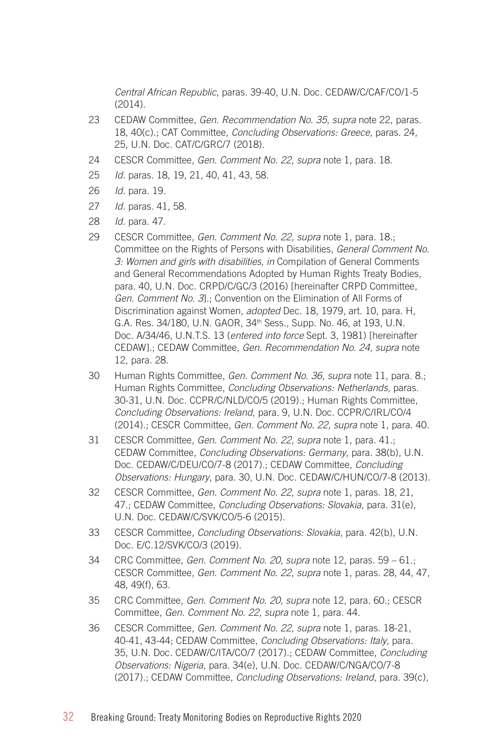*Central African Republic*, paras. 39-40, U.N. Doc. CEDAW/C/CAF/CO/1-5 (2014).

23 CEDAW Committee, *Gen. Recommendation No. 35*, *supra* note 22, paras. 18, 40(c).; CAT Committee, *Concluding Observations: Greece*, paras. 24, 25, U.N. Doc. CAT/C/GRC/7 (2018).

24 CESCR Committee, *Gen. Comment No. 22, supra* note 1, para. 18.

25 *Id*. paras. 18, 19, 21, 40, 41, 43, 58.

26 *Id*. para. 19.

27 *Id*. paras. 41, 58.

28 *Id*. para. 47.

29 CESCR Committee, *Gen. Comment No. 22, supra* note 1, para. 18.; Committee on the Rights of Persons with Disabilities, *General Comment No. 3: Women and girls with disabilities, in* Compilation of General Comments and General Recommendations Adopted by Human Rights Treaty Bodies, para. 40, U.N. Doc. CRPD/C/GC/3 (2016) [hereinafter CRPD Committee, *Gen. Comment No. 3*].; Convention on the Elimination of All Forms of Discrimination against Women*, adopted* Dec. 18, 1979, art. 10, para. H, G.A. Res. 34/180, U.N. GAOR, 34th Sess., Supp. No. 46, at 193, U.N. Doc. A/34/46, U.N.T.S. 13 (*entered into force* Sept. 3, 1981) [hereinafter CEDAW].; CEDAW Committee, *Gen. Recommendation No. 24, supra* note 12, para. 28.

30 Human Rights Committee, *Gen. Comment No. 36, supra* note 11, para. 8.; Human Rights Committee, *Concluding Observations: Netherlands,* paras. 30-31, U.N. Doc. CCPR/C/NLD/CO/5 (2019).; Human Rights Committee, *Concluding Observations: Ireland*, para. 9, U.N. Doc. CCPR/C/IRL/CO/4 (2014).; CESCR Committee, *Gen. Comment No. 22, supra* note 1, para. 40.

31 CESCR Committee, *Gen. Comment No. 22, supra* note 1, para. 41.; CEDAW Committee, *Concluding Observations: Germany*, para. 38(b), U.N. Doc. CEDAW/C/DEU/CO/7-8 (2017).; CEDAW Committee, *Concluding Observations: Hungary*, para. 30, U.N. Doc. CEDAW/C/HUN/CO/7-8 (2013).

32 CESCR Committee, *Gen. Comment No. 22, supra* note 1, paras. 18, 21, 47.; CEDAW Committee, *Concluding Observations: Slovakia*, para. 31(e), U.N. Doc. CEDAW/C/SVK/CO/5-6 (2015).

33 CESCR Committee, *Concluding Observations: Slovakia*, para. 42(b), U.N. Doc. E/C.12/SVK/CO/3 (2019).

34 CRC Committee, *Gen. Comment No. 20*, *supra* note 12, paras. 59 – 61.; CESCR Committee, *Gen. Comment No. 22*, *supra* note 1, paras. 28, 44, 47, 48, 49(f), 63.

35 CRC Committee, *Gen. Comment No. 20*, *supra* note 12, para. 60.; CESCR Committee, *Gen. Comment No. 22*, *supra* note 1, para. 44.

36 CESCR Committee, *Gen. Comment No. 22, supra* note 1, paras. 18-21, 40-41, 43-44; CEDAW Committee, *Concluding Observations: Italy*, para. 35, U.N. Doc. CEDAW/C/ITA/CO/7 (2017).; CEDAW Committee, *Concluding Observations: Nigeria,* para. 34(e), U.N. Doc. CEDAW/C/NGA/CO/7-8 (2017).; CEDAW Committee, *Concluding Observations: Ireland*, para. 39(c),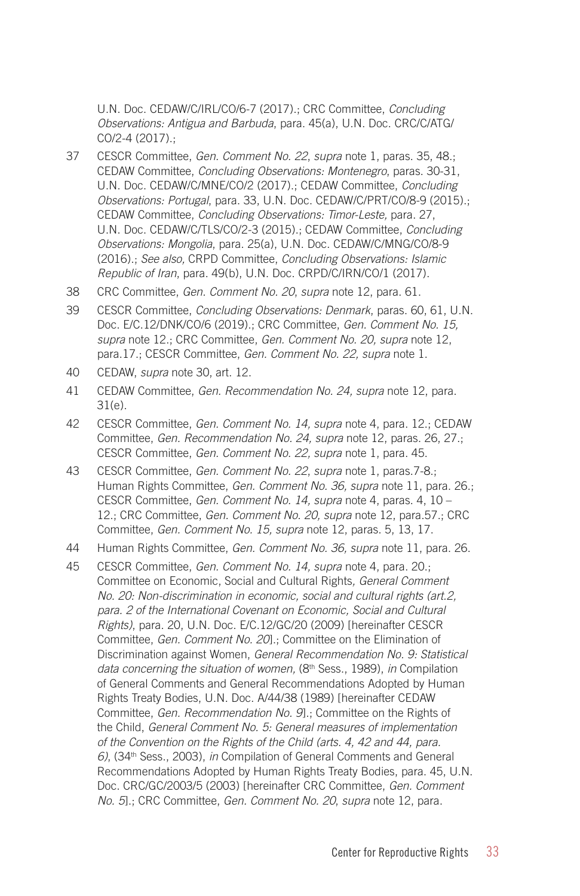U.N. Doc. CEDAW/C/IRL/CO/6-7 (2017).; CRC Committee, *Concluding Observations: Antigua and Barbuda*, para. 45(a), U.N. Doc. CRC/C/ATG/CO/2-4 (2017).;

37 CESCR Committee, *Gen. Comment No. 22*, *supra* note 1, paras. 35, 48.; CEDAW Committee, *Concluding Observations: Montenegro*, paras. 30-31, U.N. Doc. CEDAW/C/MNE/CO/2 (2017).; CEDAW Committee, *Concluding Observations: Portugal*, para. 33, U.N. Doc. CEDAW/C/PRT/CO/8-9 (2015).; CEDAW Committee, *Concluding Observations: Timor-Leste,* para. 27, U.N. Doc. CEDAW/C/TLS/CO/2-3 (2015).; CEDAW Committee, *Concluding Observations: Mongolia*, para. 25(a), U.N. Doc. CEDAW/C/MNG/CO/8-9 (2016).; *See also,* CRPD Committee, *Concluding Observations: Islamic Republic of Iran*, para. 49(b), U.N. Doc. CRPD/C/IRN/CO/1 (2017).

38 CRC Committee, *Gen. Comment No. 20*, *supra* note 12, para. 61.

39 CESCR Committee, *Concluding Observations: Denmark*, paras. 60, 61, U.N. Doc. E/C.12/DNK/CO/6 (2019).; CRC Committee, *Gen. Comment No. 15, supra* note 12.; CRC Committee, *Gen. Comment No. 20, supra* note 12, para.17.; CESCR Committee, *Gen. Comment No. 22, supra* note 1.

40 CEDAW, *supra* note 30, art. 12.

41 CEDAW Committee, *Gen. Recommendation No. 24, supra* note 12, para. 31(e).

42 CESCR Committee, *Gen. Comment No. 14, supra* note 4, para. 12.; CEDAW Committee, *Gen. Recommendation No. 24, supra* note 12, paras. 26, 27.; CESCR Committee, *Gen. Comment No. 22, supra* note 1, para. 45.

43 CESCR Committee, *Gen. Comment No. 22*, *supra* note 1, paras.7-8.; Human Rights Committee, *Gen. Comment No. 36, supra* note 11, para. 26.; CESCR Committee, *Gen. Comment No. 14, supra* note 4, paras. 4, 10 – 12.; CRC Committee, *Gen. Comment No. 20, supra* note 12, para.57.; CRC Committee, *Gen. Comment No. 15, supra* note 12, paras. 5, 13, 17.

44 Human Rights Committee, *Gen. Comment No. 36, supra* note 11, para. 26.

45 CESCR Committee, *Gen. Comment No. 14, supra* note 4, para. 20.; Committee on Economic, Social and Cultural Rights*, General Comment No. 20: Non-discrimination in economic, social and cultural rights (art.2, para. 2 of the International Covenant on Economic, Social and Cultural Rights)*, para. 20, U.N. Doc. E/C.12/GC/20 (2009) [hereinafter CESCR Committee, *Gen. Comment No. 20*].; Committee on the Elimination of Discrimination against Women, *General Recommendation No. 9: Statistical data concerning the situation of women,* (8th Sess., 1989), *in* Compilation of General Comments and General Recommendations Adopted by Human Rights Treaty Bodies, U.N. Doc. A/44/38 (1989) [hereinafter CEDAW Committee, *Gen. Recommendation No. 9*].; Committee on the Rights of the Child, *General Comment No. 5: General measures of implementation of the Convention on the Rights of the Child (arts. 4, 42 and 44, para. 6)*, (34th Sess., 2003), *in* Compilation of General Comments and General Recommendations Adopted by Human Rights Treaty Bodies, para. 45, U.N. Doc. CRC/GC/2003/5 (2003) [hereinafter CRC Committee, *Gen. Comment No. 5*].; CRC Committee, *Gen. Comment No. 20*, *supra* note 12, para.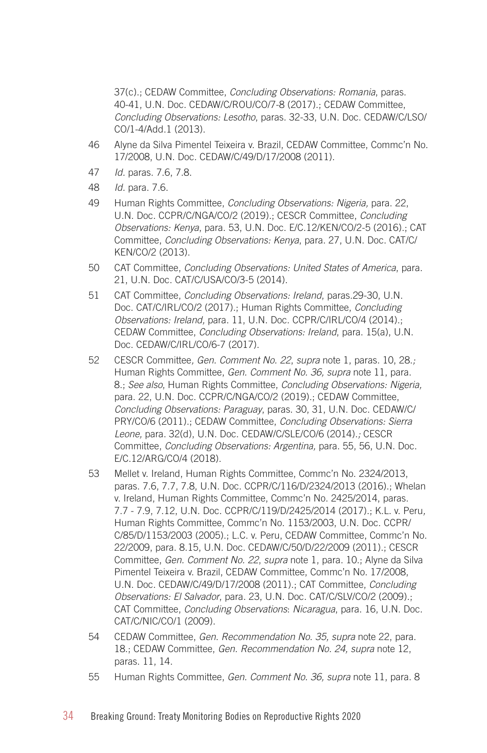37(c).; CEDAW Committee, *Concluding Observations: Romania*, paras. 40-41, U.N. Doc. CEDAW/C/ROU/CO/7-8 (2017).; CEDAW Committee, *Concluding Observations: Lesotho*, paras. 32-33, U.N. Doc. CEDAW/C/LSO/CO/1-4/Add.1 (2013).

46 Alyne da Silva Pimentel Teixeira v. Brazil, CEDAW Committee, Commc'n No. 17/2008, U.N. Doc. CEDAW/C/49/D/17/2008 (2011).

47 *Id.* paras. 7.6, 7.8.

48 *Id.* para. 7.6.

49 Human Rights Committee, *Concluding Observations: Nigeria,* para. 22, U.N. Doc. CCPR/C/NGA/CO/2 (2019).; CESCR Committee, *Concluding Observations: Kenya*, para. 53, U.N. Doc. E/C.12/KEN/CO/2-5 (2016).; CAT Committee, *Concluding Observations: Kenya*, para. 27, U.N. Doc. CAT/C/KEN/CO/2 (2013).

50 CAT Committee, *Concluding Observations: United States of America*, para. 21, U.N. Doc. CAT/C/USA/CO/3-5 (2014).

51 CAT Committee, *Concluding Observations: Ireland*, paras.29-30, U.N. Doc. CAT/C/IRL/CO/2 (2017).; Human Rights Committee, *Concluding Observations: Ireland,* para. 11, U.N. Doc. CCPR/C/IRL/CO/4 (2014).; CEDAW Committee, *Concluding Observations: Ireland*, para. 15(a), U.N. Doc. CEDAW/C/IRL/CO/6-7 (2017).

52 CESCR Committee*, Gen. Comment No. 22*, *supra* note 1, paras. 10, 28*.;* Human Rights Committee, *Gen. Comment No. 36, supra* note 11, para. 8.; *See also*, Human Rights Committee, *Concluding Observations: Nigeria,* para. 22, U.N. Doc. CCPR/C/NGA/CO/2 (2019).; CEDAW Committee, *Concluding Observations: Paraguay*, paras. 30, 31, U.N. Doc. CEDAW/C/PRY/CO/6 (2011).; CEDAW Committee, *Concluding Observations: Sierra Leone,* para. 32(d), U.N. Doc. CEDAW/C/SLE/CO/6 (2014)*.;* CESCR Committee, *Concluding Observations: Argentina,* para. 55, 56, U.N. Doc. E/C.12/ARG/CO/4 (2018).

53 Mellet v. Ireland, Human Rights Committee, Commc'n No. 2324/2013, paras. 7.6, 7.7, 7.8, U.N. Doc. CCPR/C/116/D/2324/2013 (2016).; Whelan v. Ireland, Human Rights Committee, Commc'n No. 2425/2014, paras. 7.7 - 7.9, 7.12, U.N. Doc. CCPR/C/119/D/2425/2014 (2017).; K.L. v. Peru*,* Human Rights Committee, Commc'n No. 1153/2003, U.N. Doc. CCPR/C/85/D/1153/2003 (2005).; L.C. v. Peru, CEDAW Committee, Commc'n No. 22/2009, para. 8.15, U.N. Doc. CEDAW/C/50/D/22/2009 (2011).; CESCR Committee, *Gen. Comment No. 22*, *supra* note 1, para. 10.; Alyne da Silva Pimentel Teixeira v. Brazil, CEDAW Committee, Commc'n No. 17/2008, U.N. Doc. CEDAW/C/49/D/17/2008 (2011).; CAT Committee, *Concluding Observations: El Salvador*, para. 23, U.N. Doc. CAT/C/SLV/CO/2 (2009).; CAT Committee, *Concluding Observations*: *Nicaragua*, para. 16, U.N. Doc. CAT/C/NIC/CO/1 (2009).

54 CEDAW Committee, *Gen. Recommendation No. 35, supra* note 22, para. 18.; CEDAW Committee, *Gen. Recommendation No. 24, supra* note 12, paras. 11, 14.

55 Human Rights Committee, *Gen. Comment No. 36, supra* note 11, para. 8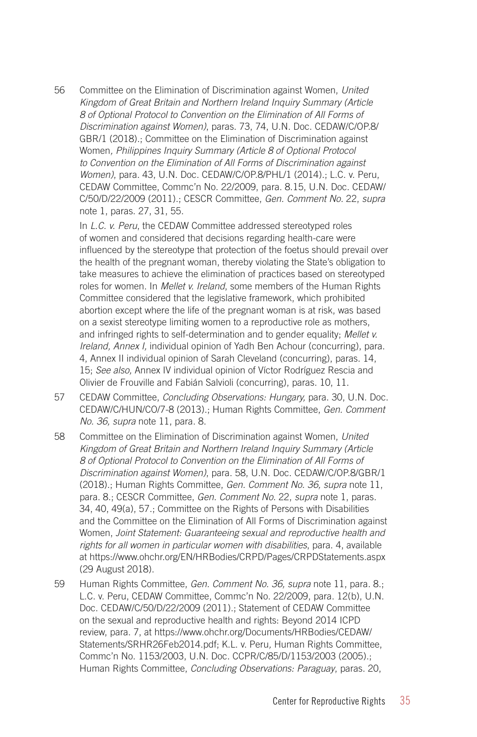56 Committee on the Elimination of Discrimination against Women, *United Kingdom of Great Britain and Northern Ireland Inquiry Summary (Article 8 of Optional Protocol to Convention on the Elimination of All Forms of Discrimination against Women)*, paras. 73, 74, U.N. Doc. CEDAW/C/OP.8/GBR/1 (2018).; Committee on the Elimination of Discrimination against Women*, Philippines Inquiry Summary (Article 8 of Optional Protocol to Convention on the Elimination of All Forms of Discrimination against Women)*, para. 43, U.N. Doc. CEDAW/C/OP.8/PHL/1 (2014).; L.C. v. Peru, CEDAW Committee, Commc'n No. 22/2009, para. 8.15, U.N. Doc. CEDAW/C/50/D/22/2009 (2011).; CESCR Committee, *Gen. Comment No.* 22, *supra* note 1, paras. 27, 31, 55.

In *L.C. v. Peru*, the CEDAW Committee addressed stereotyped roles of women and considered that decisions regarding health-care were influenced by the stereotype that protection of the foetus should prevail over the health of the pregnant woman, thereby violating the State's obligation to take measures to achieve the elimination of practices based on stereotyped roles for women. In *Mellet v. Ireland*, some members of the Human Rights Committee considered that the legislative framework, which prohibited abortion except where the life of the pregnant woman is at risk, was based on a sexist stereotype limiting women to a reproductive role as mothers, and infringed rights to self-determination and to gender equality; *Mellet v. Ireland, Annex I,* individual opinion of Yadh Ben Achour (concurring), para. 4, Annex II individual opinion of Sarah Cleveland (concurring), paras. 14, 15; *See also,* Annex IV individual opinion of Víctor Rodríguez Rescia and Olivier de Frouville and Fabián Salvioli (concurring), paras. 10, 11.

57 CEDAW Committee, *Concluding Observations: Hungary,* para. 30, U.N. Doc. CEDAW/C/HUN/CO/7-8 (2013).; Human Rights Committee, *Gen. Comment No. 36, supra* note 11, para. 8.

58 Committee on the Elimination of Discrimination against Women, *United Kingdom of Great Britain and Northern Ireland Inquiry Summary (Article 8 of Optional Protocol to Convention on the Elimination of All Forms of Discrimination against Women)*, para. 58, U.N. Doc. CEDAW/C/OP.8/GBR/1 (2018).; Human Rights Committee, *Gen. Comment No. 36, supra* note 11, para. 8.; CESCR Committee, *Gen. Comment No.* 22, *supra* note 1, paras. 34, 40, 49(a), 57.; Committee on the Rights of Persons with Disabilities and the Committee on the Elimination of All Forms of Discrimination against Women, *Joint Statement: Guaranteeing sexual and reproductive health and rights for all women in particular women with disabilities*, para. 4, available at https://www.ohchr.org/EN/HRBodies/CRPD/Pages/CRPDStatements.aspx (29 August 2018).

59 Human Rights Committee, *Gen. Comment No. 36, supra* note 11, para. 8.; L.C. v. Peru, CEDAW Committee, Commc'n No. 22/2009, para. 12(b), U.N. Doc. CEDAW/C/50/D/22/2009 (2011).; Statement of CEDAW Committee on the sexual and reproductive health and rights: Beyond 2014 ICPD review, para. 7, at https://www.ohchr.org/Documents/HRBodies/CEDAW/Statements/SRHR26Feb2014.pdf; K.L. v. Peru, Human Rights Committee, Commc'n No. 1153/2003, U.N. Doc. CCPR/C/85/D/1153/2003 (2005).; Human Rights Committee, *Concluding Observations: Paraguay*, paras. 20,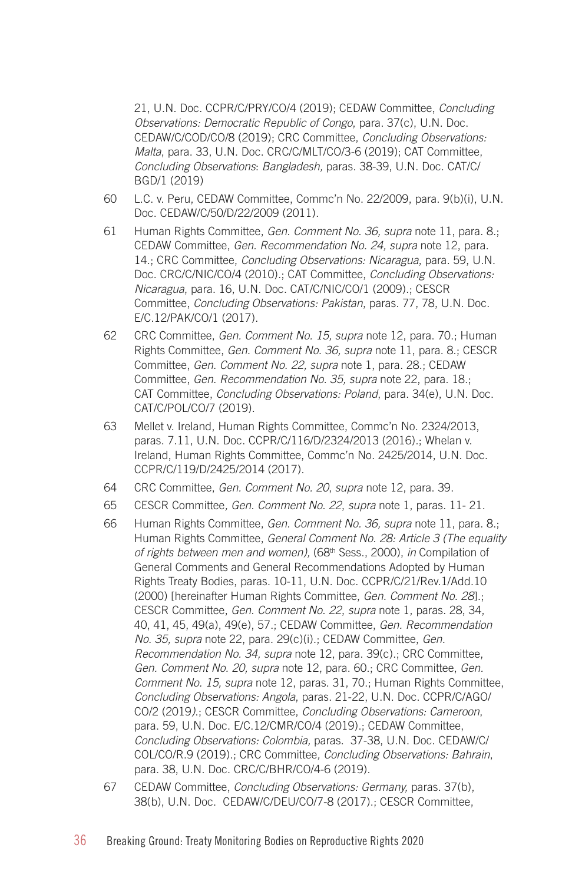21, U.N. Doc. CCPR/C/PRY/CO/4 (2019); CEDAW Committee, *Concluding Observations: Democratic Republic of Congo*, para. 37(c), U.N. Doc. CEDAW/C/COD/CO/8 (2019); CRC Committee, *Concluding Observations: Malta*, para. 33, U.N. Doc. CRC/C/MLT/CO/3-6 (2019); CAT Committee, *Concluding Observations*: *Bangladesh,* paras. 38-39, U.N. Doc. CAT/C/BGD/1 (2019)

60 L.C. v. Peru, CEDAW Committee, Commc'n No. 22/2009, para. 9(b)(i), U.N. Doc. CEDAW/C/50/D/22/2009 (2011).

61 Human Rights Committee, *Gen. Comment No. 36, supra* note 11, para. 8.; CEDAW Committee, *Gen. Recommendation No. 24, supra* note 12, para. 14.; CRC Committee, *Concluding Observations: Nicaragua*, para. 59, U.N. Doc. CRC/C/NIC/CO/4 (2010).; CAT Committee, *Concluding Observations: Nicaragua*, para. 16, U.N. Doc. CAT/C/NIC/CO/1 (2009).; CESCR Committee, *Concluding Observations: Pakistan*, paras. 77, 78, U.N. Doc. E/C.12/PAK/CO/1 (2017).

62 CRC Committee, *Gen. Comment No. 15, supra* note 12, para. 70.; Human Rights Committee, *Gen. Comment No. 36, supra* note 11, para. 8.; CESCR Committee, *Gen. Comment No. 22, supra* note 1, para. 28.; CEDAW Committee, *Gen. Recommendation No. 35, supra* note 22, para. 18.; CAT Committee, *Concluding Observations: Poland*, para. 34(e), U.N. Doc. CAT/C/POL/CO/7 (2019).

63 Mellet v. Ireland, Human Rights Committee, Commc'n No. 2324/2013, paras. 7.11, U.N. Doc. CCPR/C/116/D/2324/2013 (2016).; Whelan v. Ireland, Human Rights Committee, Commc'n No. 2425/2014, U.N. Doc. CCPR/C/119/D/2425/2014 (2017).

64 CRC Committee, *Gen. Comment No. 20*, *supra* note 12, para. 39.

65 CESCR Committee*, Gen. Comment No. 22*, *supra* note 1, paras. 11- 21.

66 Human Rights Committee, *Gen. Comment No. 36, supra* note 11, para. 8.; Human Rights Committee, *General Comment No. 28: Article 3 (The equality of rights between men and women),* (68th Sess., 2000), *in* Compilation of General Comments and General Recommendations Adopted by Human Rights Treaty Bodies, paras. 10-11, U.N. Doc. CCPR/C/21/Rev.1/Add.10 (2000) [hereinafter Human Rights Committee, *Gen. Comment No. 28*].; CESCR Committee, *Gen. Comment No. 22*, *supra* note 1, paras. 28, 34, 40, 41, 45, 49(a), 49(e), 57.; CEDAW Committee, *Gen. Recommendation No. 35, supra* note 22, para. 29(c)(i).; CEDAW Committee, *Gen. Recommendation No. 34, supra* note 12, para. 39(c).; CRC Committee, *Gen. Comment No. 20, supra* note 12, para. 60.; CRC Committee, *Gen. Comment No. 15, supra* note 12, paras. 31, 70.; Human Rights Committee, *Concluding Observations: Angola*, paras. 21-22, U.N. Doc. CCPR/C/AGO/CO/2 (2019).; CESCR Committee, *Concluding Observations: Cameroon*, para. 59, U.N. Doc. E/C.12/CMR/CO/4 (2019).; CEDAW Committee, *Concluding Observations: Colombia,* paras. 37-38, U.N. Doc. CEDAW/C/COL/CO/R.9 (2019).; CRC Committee*, Concluding Observations: Bahrain*, para. 38, U.N. Doc. CRC/C/BHR/CO/4-6 (2019).

67 CEDAW Committee, *Concluding Observations: Germany,* paras. 37(b), 38(b), U.N. Doc. CEDAW/C/DEU/CO/7-8 (2017).; CESCR Committee,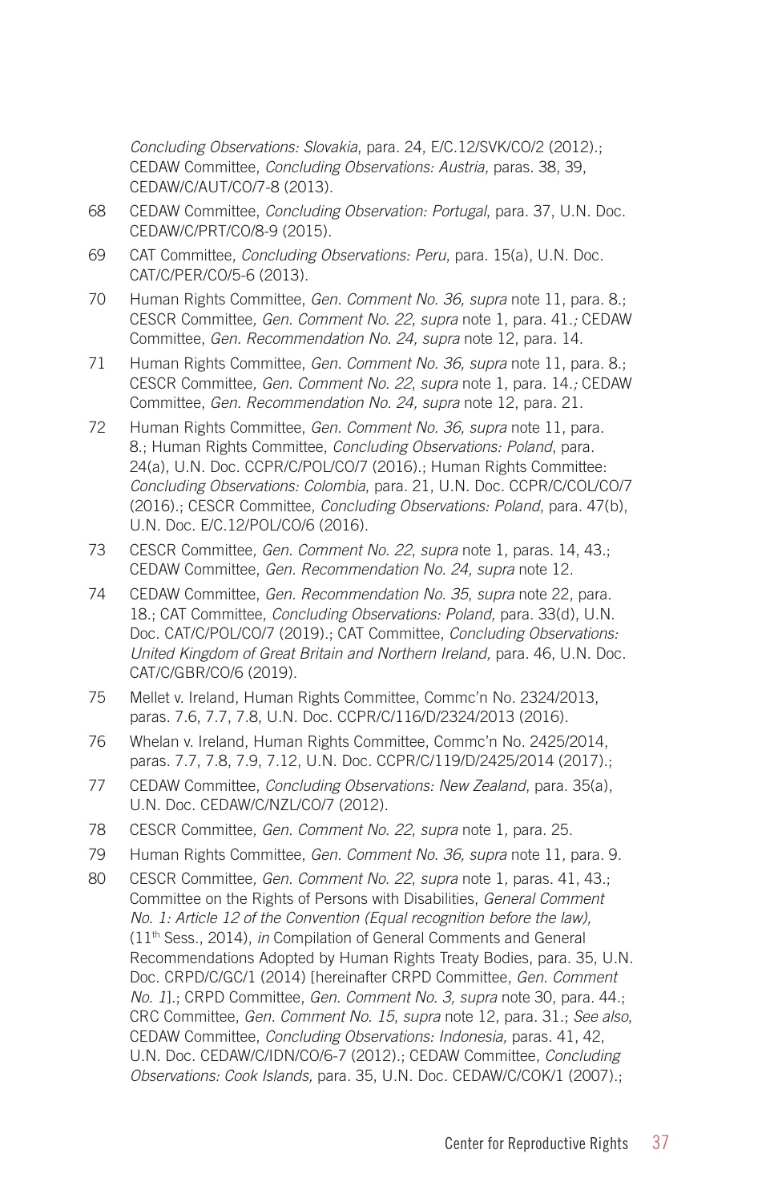*Concluding Observations: Slovakia*, para. 24, E/C.12/SVK/CO/2 (2012).; CEDAW Committee, *Concluding Observations: Austria,* paras. 38, 39, CEDAW/C/AUT/CO/7-8 (2013).

68 CEDAW Committee, *Concluding Observation: Portugal*, para. 37, U.N. Doc. CEDAW/C/PRT/CO/8-9 (2015).

69 CAT Committee, *Concluding Observations: Peru*, para. 15(a), U.N. Doc. CAT/C/PER/CO/5-6 (2013).

70 Human Rights Committee, *Gen. Comment No. 36, supra* note 11, para. 8.; CESCR Committee*, Gen. Comment No. 22*, *supra* note 1, para. 41.*;* CEDAW Committee, *Gen. Recommendation No. 24, supra* note 12, para. 14.

71 Human Rights Committee, *Gen. Comment No. 36, supra* note 11, para. 8.; CESCR Committee*, Gen. Comment No. 22*, *supra* note 1, para. 14.*;* CEDAW Committee, *Gen. Recommendation No. 24, supra* note 12, para. 21.

72 Human Rights Committee, *Gen. Comment No. 36, supra* note 11, para. 8.; Human Rights Committee, *Concluding Observations: Poland*, para. 24(a), U.N. Doc. CCPR/C/POL/CO/7 (2016).; Human Rights Committee: *Concluding Observations: Colombia*, para. 21, U.N. Doc. CCPR/C/COL/CO/7 (2016).; CESCR Committee, *Concluding Observations: Poland*, para. 47(b), U.N. Doc. E/C.12/POL/CO/6 (2016).

73 CESCR Committee*, Gen. Comment No. 22*, *supra* note 1, paras. 14, 43.; CEDAW Committee, *Gen. Recommendation No. 24, supra* note 12.

74 CEDAW Committee, *Gen. Recommendation No. 35*, *supra* note 22, para. 18.; CAT Committee, *Concluding Observations: Poland,* para. 33(d), U.N. Doc. CAT/C/POL/CO/7 (2019).; CAT Committee, *Concluding Observations: United Kingdom of Great Britain and Northern Ireland,* para. 46, U.N. Doc. CAT/C/GBR/CO/6 (2019).

75 Mellet v. Ireland, Human Rights Committee, Commc'n No. 2324/2013, paras. 7.6, 7.7, 7.8, U.N. Doc. CCPR/C/116/D/2324/2013 (2016).

76 Whelan v. Ireland, Human Rights Committee, Commc'n No. 2425/2014, paras. 7.7, 7.8, 7.9, 7.12, U.N. Doc. CCPR/C/119/D/2425/2014 (2017).;

77 CEDAW Committee, *Concluding Observations: New Zealand*, para. 35(a), U.N. Doc. CEDAW/C/NZL/CO/7 (2012).

78 CESCR Committee*, Gen. Comment No. 22*, *supra* note 1*,* para. 25.

79 Human Rights Committee, *Gen. Comment No. 36, supra* note 11*,* para. 9.

80 CESCR Committee*, Gen. Comment No. 22*, *supra* note 1*,* paras. 41, 43.; Committee on the Rights of Persons with Disabilities, *General Comment No. 1: Article 12 of the Convention (Equal recognition before the law),* (11th Sess., 2014), *in* Compilation of General Comments and General Recommendations Adopted by Human Rights Treaty Bodies, para. 35, U.N. Doc. CRPD/C/GC/1 (2014) [hereinafter CRPD Committee, *Gen. Comment No. 1*].; CRPD Committee, *Gen. Comment No. 3, supra* note 30, para. 44.; CRC Committee, *Gen. Comment No. 15*, *supra* note 12, para. 31.; *See also*, CEDAW Committee, *Concluding Observations: Indonesia,* paras. 41, 42, U.N. Doc. CEDAW/C/IDN/CO/6-7 (2012).; CEDAW Committee, *Concluding Observations: Cook Islands,* para. 35, U.N. Doc. CEDAW/C/COK/1 (2007).;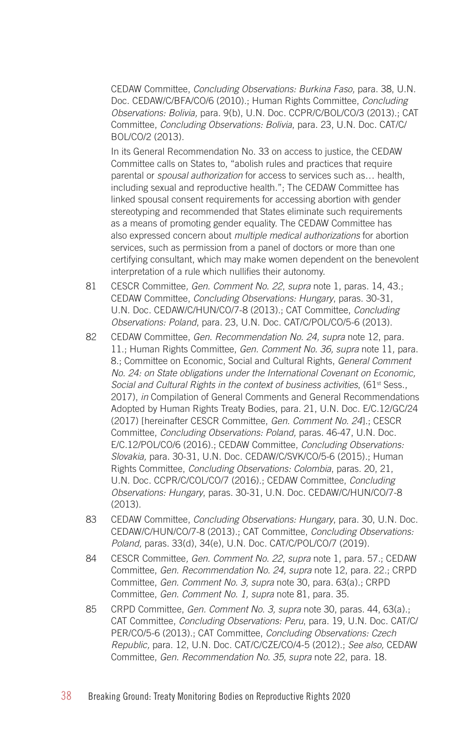CEDAW Committee, *Concluding Observations: Burkina Faso,* para. 38, U.N. Doc. CEDAW/C/BFA/CO/6 (2010).; Human Rights Committee, *Concluding Observations: Bolivia,* para. 9(b), U.N. Doc. CCPR/C/BOL/CO/3 (2013).; CAT Committee, *Concluding Observations: Bolivia*, para. 23, U.N. Doc. CAT/C/BOL/CO/2 (2013).

In its General Recommendation No. 33 on access to justice, the CEDAW Committee calls on States to, "abolish rules and practices that require parental or *spousal authorization* for access to services such as… health, including sexual and reproductive health."; The CEDAW Committee has linked spousal consent requirements for accessing abortion with gender stereotyping and recommended that States eliminate such requirements as a means of promoting gender equality. The CEDAW Committee has also expressed concern about *multiple medical authorizations* for abortion services, such as permission from a panel of doctors or more than one certifying consultant, which may make women dependent on the benevolent interpretation of a rule which nullifies their autonomy.

81 CESCR Committee*, Gen. Comment No. 22*, *supra* note 1, paras. 14, 43.; CEDAW Committee, *Concluding Observations: Hungary*, paras. 30-31, U.N. Doc. CEDAW/C/HUN/CO/7-8 (2013).; CAT Committee, *Concluding Observations: Poland*, para. 23, U.N. Doc. CAT/C/POL/CO/5-6 (2013).

82 CEDAW Committee, *Gen. Recommendation No. 24, supra* note 12, para. 11.; Human Rights Committee, *Gen. Comment No. 36, supra* note 11*,* para. 8.; Committee on Economic, Social and Cultural Rights, *General Comment No. 24: on State obligations under the International Covenant on Economic, Social and Cultural Rights in the context of business activities*, (61st Sess., 2017), *in* Compilation of General Comments and General Recommendations Adopted by Human Rights Treaty Bodies, para. 21, U.N. Doc. E/C.12/GC/24 (2017) [hereinafter CESCR Committee, *Gen. Comment No. 24*].; CESCR Committee, *Concluding Observations: Poland,* paras. 46-47, U.N. Doc. E/C.12/POL/CO/6 (2016).; CEDAW Committee, *Concluding Observations: Slovakia,* para. 30-31, U.N. Doc. CEDAW/C/SVK/CO/5-6 (2015).; Human Rights Committee, *Concluding Observations: Colombia*, paras. 20, 21, U.N. Doc. CCPR/C/COL/CO/7 (2016).; CEDAW Committee, *Concluding Observations: Hungary*, paras. 30-31, U.N. Doc. CEDAW/C/HUN/CO/7-8 (2013).

83 CEDAW Committee, *Concluding Observations: Hungary*, para. 30, U.N. Doc. CEDAW/C/HUN/CO/7-8 (2013).; CAT Committee, *Concluding Observations: Poland,* paras. 33(d), 34(e), U.N. Doc. CAT/C/POL/CO/7 (2019).

84 CESCR Committee*, Gen. Comment No. 22*, *supra* note 1, para. 57.; CEDAW Committee, *Gen. Recommendation No. 24, supra* note 12, para. 22.; CRPD Committee, *Gen. Comment No. 3, supra* note 30, para. 63(a).; CRPD Committee, *Gen. Comment No. 1, supra* note 81, para. 35.

85 CRPD Committee, *Gen. Comment No. 3, supra* note 30, paras. 44, 63(a).; CAT Committee, *Concluding Observations: Peru*, para. 19, U.N. Doc. CAT/C/PER/CO/5-6 (2013).; CAT Committee, *Concluding Observations: Czech Republic,* para. 12, U.N. Doc. CAT/C/CZE/CO/4-5 (2012).; *See also,* CEDAW Committee, *Gen. Recommendation No. 35*, *supra* note 22, para. 18.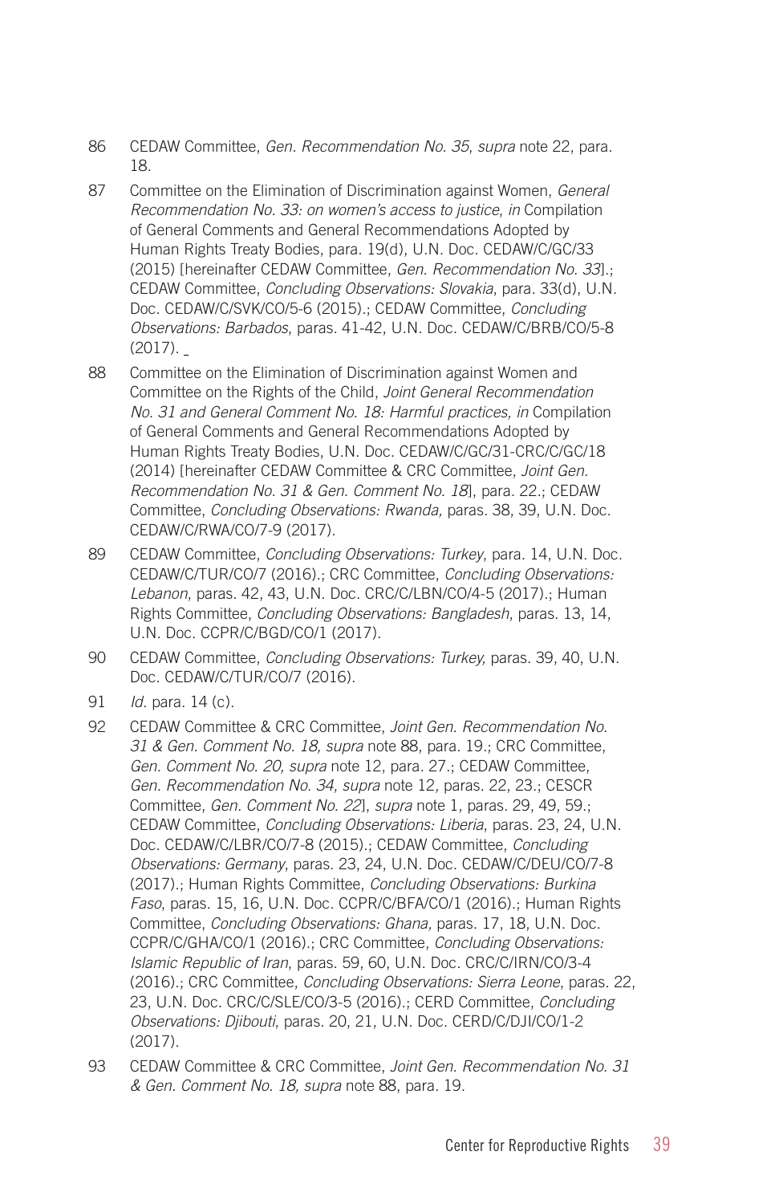86 CEDAW Committee, *Gen. Recommendation No. 35*, *supra* note 22, para. 18.

87 Committee on the Elimination of Discrimination against Women, *General Recommendation No. 33: on women's access to justice*, *in* Compilation of General Comments and General Recommendations Adopted by Human Rights Treaty Bodies, para. 19(d), U.N. Doc. CEDAW/C/GC/33 (2015) [hereinafter CEDAW Committee, *Gen. Recommendation No. 33*].; CEDAW Committee, *Concluding Observations: Slovakia*, para. 33(d), U.N. Doc. CEDAW/C/SVK/CO/5-6 (2015).; CEDAW Committee, *Concluding Observations: Barbados*, paras. 41-42, U.N. Doc. CEDAW/C/BRB/CO/5-8 (2017).

88 Committee on the Elimination of Discrimination against Women and Committee on the Rights of the Child, *Joint General Recommendation No. 31 and General Comment No. 18: Harmful practices, in* Compilation of General Comments and General Recommendations Adopted by Human Rights Treaty Bodies, U.N. Doc. CEDAW/C/GC/31-CRC/C/GC/18 (2014) [hereinafter CEDAW Committee & CRC Committee, *Joint Gen. Recommendation No. 31 & Gen. Comment No. 18*], para. 22.; CEDAW Committee, *Concluding Observations: Rwanda,* paras. 38, 39, U.N. Doc. CEDAW/C/RWA/CO/7-9 (2017).

89 CEDAW Committee, *Concluding Observations: Turkey*, para. 14, U.N. Doc. CEDAW/C/TUR/CO/7 (2016).; CRC Committee, *Concluding Observations: Lebanon*, paras. 42, 43, U.N. Doc. CRC/C/LBN/CO/4-5 (2017).; Human Rights Committee, *Concluding Observations: Bangladesh*, paras. 13, 14, U.N. Doc. CCPR/C/BGD/CO/1 (2017).

90 CEDAW Committee, *Concluding Observations: Turkey,* paras. 39, 40, U.N. Doc. CEDAW/C/TUR/CO/7 (2016).

91 *Id.* para. 14 (c).

92 CEDAW Committee & CRC Committee, *Joint Gen. Recommendation No. 31 & Gen. Comment No. 18, supra* note 88, para. 19.; CRC Committee, *Gen. Comment No. 20, supra* note 12, para. 27.; CEDAW Committee, *Gen. Recommendation No. 34, supra* note 12, paras. 22, 23.; CESCR Committee, *Gen. Comment No. 22*], *supra* note 1, paras. 29, 49, 59.; CEDAW Committee, *Concluding Observations: Liberia*, paras. 23, 24, U.N. Doc. CEDAW/C/LBR/CO/7-8 (2015).; CEDAW Committee, *Concluding Observations: Germany*, paras. 23, 24, U.N. Doc. CEDAW/C/DEU/CO/7-8 (2017).; Human Rights Committee, *Concluding Observations: Burkina Faso,* paras. 15, 16, U.N. Doc. CCPR/C/BFA/CO/1 (2016).; Human Rights Committee, *Concluding Observations: Ghana,* paras. 17, 18, U.N. Doc. CCPR/C/GHA/CO/1 (2016).; CRC Committee, *Concluding Observations: Islamic Republic of Iran*, paras. 59, 60, U.N. Doc. CRC/C/IRN/CO/3-4 (2016).; CRC Committee, *Concluding Observations: Sierra Leone*, paras. 22, 23, U.N. Doc. CRC/C/SLE/CO/3-5 (2016).; CERD Committee, *Concluding Observations: Djibouti*, paras. 20, 21, U.N. Doc. CERD/C/DJI/CO/1-2 (2017).

93 CEDAW Committee & CRC Committee, *Joint Gen. Recommendation No. 31 & Gen. Comment No. 18, supra* note 88, para. 19.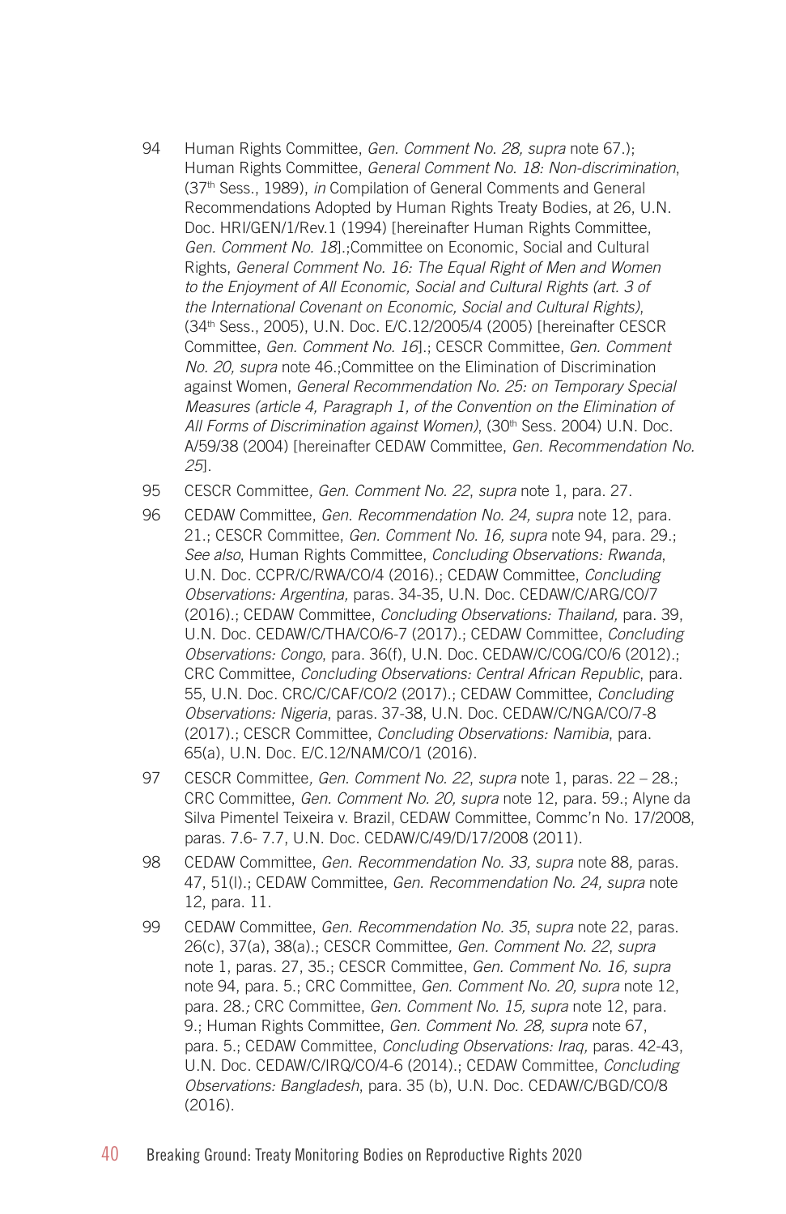94 Human Rights Committee, *Gen. Comment No. 28, supra* note 67.); Human Rights Committee, *General Comment No. 18: Non-discrimination*, (37th Sess., 1989), *in* Compilation of General Comments and General Recommendations Adopted by Human Rights Treaty Bodies, at 26, U.N. Doc. HRI/GEN/1/Rev.1 (1994) [hereinafter Human Rights Committee, *Gen. Comment No. 18*].;Committee on Economic, Social and Cultural Rights, *General Comment No. 16: The Equal Right of Men and Women to the Enjoyment of All Economic, Social and Cultural Rights (art. 3 of the International Covenant on Economic, Social and Cultural Rights)*, (34th Sess., 2005), U.N. Doc. E/C.12/2005/4 (2005) [hereinafter CESCR Committee, *Gen. Comment No. 16*].; CESCR Committee, *Gen. Comment No. 20, supra* note 46.;Committee on the Elimination of Discrimination against Women, *General Recommendation No. 25: on Temporary Special Measures (article 4, Paragraph 1, of the Convention on the Elimination of All Forms of Discrimination against Women)*, (30th Sess. 2004) U.N. Doc. A/59/38 (2004) [hereinafter CEDAW Committee, *Gen. Recommendation No. 25*].

95 CESCR Committee*, Gen. Comment No. 22*, *supra* note 1, para. 27.

96 CEDAW Committee, *Gen. Recommendation No. 24, supra* note 12, para. 21.; CESCR Committee, *Gen. Comment No. 16, supra* note 94, para. 29.; *See also*, Human Rights Committee, *Concluding Observations: Rwanda*, U.N. Doc. CCPR/C/RWA/CO/4 (2016).; CEDAW Committee, *Concluding Observations: Argentina,* paras. 34-35, U.N. Doc. CEDAW/C/ARG/CO/7 (2016).; CEDAW Committee, *Concluding Observations: Thailand,* para. 39, U.N. Doc. CEDAW/C/THA/CO/6-7 (2017).; CEDAW Committee, *Concluding Observations: Congo*, para. 36(f), U.N. Doc. CEDAW/C/COG/CO/6 (2012).; CRC Committee, *Concluding Observations: Central African Republic*, para. 55, U.N. Doc. CRC/C/CAF/CO/2 (2017).; CEDAW Committee, *Concluding Observations: Nigeria*, paras. 37-38, U.N. Doc. CEDAW/C/NGA/CO/7-8 (2017).; CESCR Committee, *Concluding Observations: Namibia*, para. 65(a), U.N. Doc. E/C.12/NAM/CO/1 (2016).

97 CESCR Committee*, Gen. Comment No. 22*, *supra* note 1, paras. 22 – 28.; CRC Committee, *Gen. Comment No. 20, supra* note 12, para. 59.; Alyne da Silva Pimentel Teixeira v. Brazil, CEDAW Committee, Commc'n No. 17/2008, paras. 7.6- 7.7, U.N. Doc. CEDAW/C/49/D/17/2008 (2011).

98 CEDAW Committee, *Gen. Recommendation No. 33, supra* note 88*,* paras. 47, 51(l).; CEDAW Committee, *Gen. Recommendation No. 24, supra* note 12, para. 11.

99 CEDAW Committee, *Gen. Recommendation No. 35*, *supra* note 22, paras. 26(c), 37(a), 38(a).; CESCR Committee*, Gen. Comment No. 22*, *supra* note 1, paras. 27, 35.; CESCR Committee, *Gen. Comment No. 16, supra* note 94, para. 5.; CRC Committee, *Gen. Comment No. 20, supra* note 12, para. 28*.;* CRC Committee, *Gen. Comment No. 15, supra* note 12, para. 9.; Human Rights Committee, *Gen. Comment No. 28, supra* note 67, para. 5.; CEDAW Committee, *Concluding Observations: Iraq,* paras. 42-43, U.N. Doc. CEDAW/C/IRQ/CO/4-6 (2014).; CEDAW Committee, *Concluding Observations: Bangladesh*, para. 35 (b), U.N. Doc. CEDAW/C/BGD/CO/8 (2016).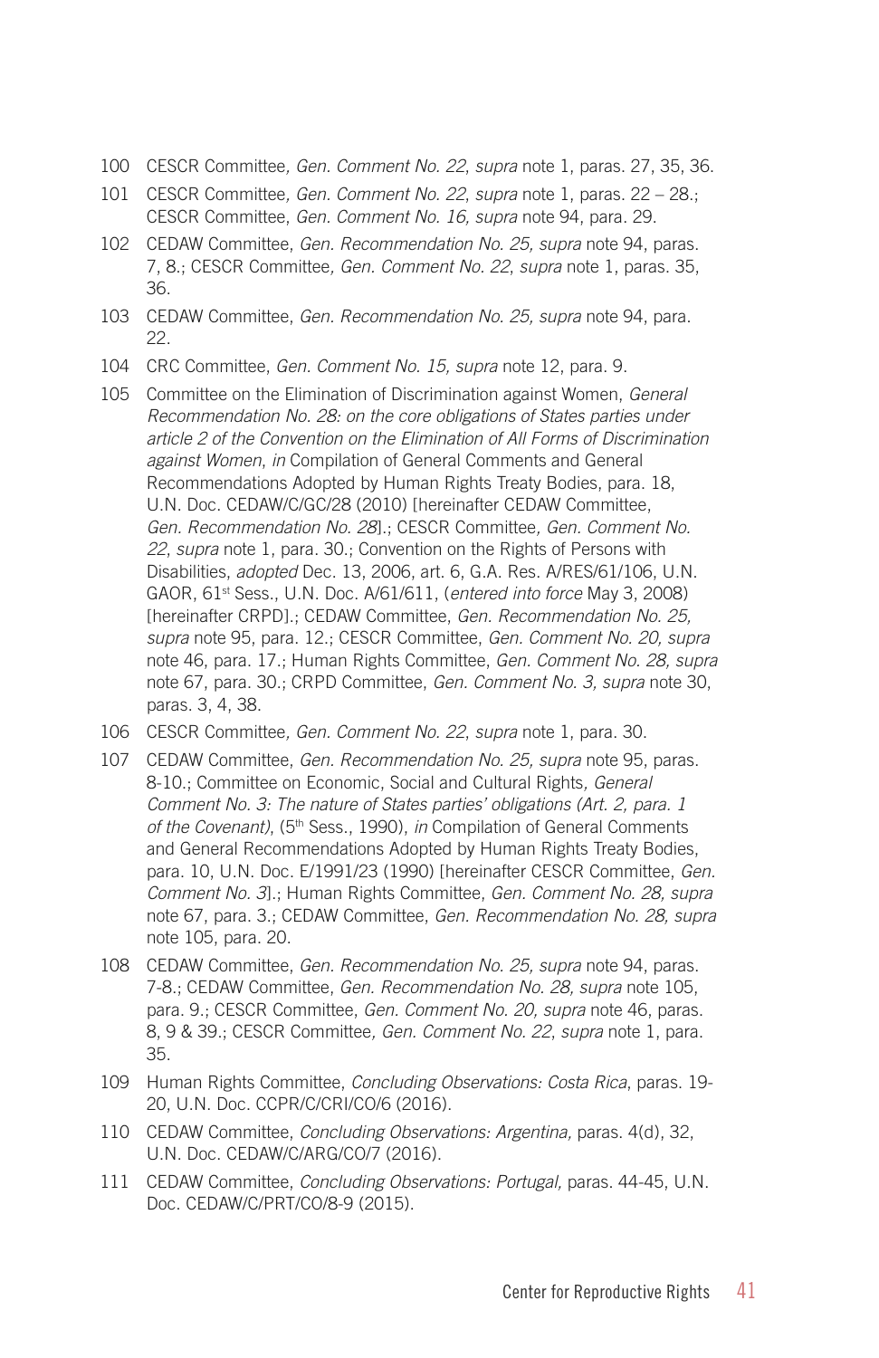100 CESCR Committee*, Gen. Comment No. 22*, *supra* note 1, paras. 27, 35, 36.

101 CESCR Committee*, Gen. Comment No. 22*, *supra* note 1, paras. 22 – 28.; CESCR Committee, *Gen. Comment No. 16, supra* note 94, para. 29.

102 CEDAW Committee, *Gen. Recommendation No. 25, supra* note 94, paras. 7, 8.; CESCR Committee*, Gen. Comment No. 22*, *supra* note 1, paras. 35, 36.

103 CEDAW Committee, *Gen. Recommendation No. 25, supra* note 94, para. 22.

104 CRC Committee, *Gen. Comment No. 15, supra* note 12, para. 9.

105 Committee on the Elimination of Discrimination against Women, *General Recommendation No. 28: on the core obligations of States parties under article 2 of the Convention on the Elimination of All Forms of Discrimination against Women*, *in* Compilation of General Comments and General Recommendations Adopted by Human Rights Treaty Bodies, para. 18, U.N. Doc. CEDAW/C/GC/28 (2010) [hereinafter CEDAW Committee, *Gen. Recommendation No. 28*].; CESCR Committee*, Gen. Comment No. 22*, *supra* note 1, para. 30.; Convention on the Rights of Persons with Disabilities, *adopted* Dec. 13, 2006, art. 6, G.A. Res. A/RES/61/106, U.N. GAOR, 61st Sess., U.N. Doc. A/61/611, (*entered into force* May 3, 2008) [hereinafter CRPD].; CEDAW Committee, *Gen. Recommendation No. 25, supra* note 95, para. 12.; CESCR Committee, *Gen. Comment No. 20, supra* note 46, para. 17.; Human Rights Committee, *Gen. Comment No. 28, supra* note 67, para. 30.; CRPD Committee, *Gen. Comment No. 3, supra* note 30, paras. 3, 4, 38.

106 CESCR Committee*, Gen. Comment No. 22*, *supra* note 1, para. 30.

107 CEDAW Committee, *Gen. Recommendation No. 25, supra* note 95, paras. 8-10.; Committee on Economic, Social and Cultural Rights*, General Comment No. 3: The nature of States parties' obligations (Art. 2, para. 1 of the Covenant)*, (5th Sess., 1990), *in* Compilation of General Comments and General Recommendations Adopted by Human Rights Treaty Bodies, para. 10, U.N. Doc. E/1991/23 (1990) [hereinafter CESCR Committee, *Gen. Comment No. 3*].; Human Rights Committee, *Gen. Comment No. 28, supra* note 67, para. 3.; CEDAW Committee, *Gen. Recommendation No. 28, supra* note 105, para. 20.

108 CEDAW Committee, *Gen. Recommendation No. 25, supra* note 94, paras. 7-8.; CEDAW Committee, *Gen. Recommendation No. 28, supra* note 105, para. 9.; CESCR Committee, *Gen. Comment No. 20, supra* note 46, paras. 8, 9 & 39.; CESCR Committee*, Gen. Comment No. 22*, *supra* note 1, para. 35.

109 Human Rights Committee, *Concluding Observations: Costa Rica*, paras. 19-20, U.N. Doc. CCPR/C/CRI/CO/6 (2016).

110 CEDAW Committee, *Concluding Observations: Argentina,* paras. 4(d), 32, U.N. Doc. CEDAW/C/ARG/CO/7 (2016).

111 CEDAW Committee, *Concluding Observations: Portugal,* paras. 44-45, U.N. Doc. CEDAW/C/PRT/CO/8-9 (2015).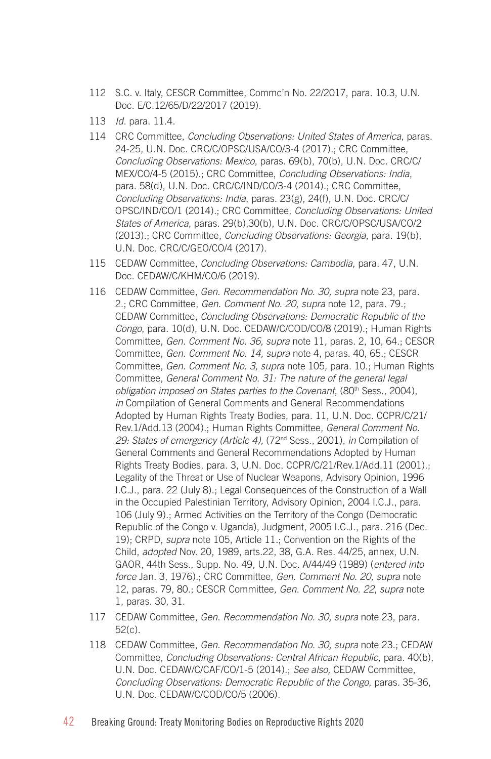112 S.C. v. Italy, CESCR Committee, Commc'n No. 22/2017, para. 10.3, U.N. Doc. E/C.12/65/D/22/2017 (2019).

113 *Id.* para. 11.4.

114 CRC Committee, *Concluding Observations: United States of America*, paras. 24-25, U.N. Doc. CRC/C/OPSC/USA/CO/3-4 (2017).; CRC Committee, *Concluding Observations: Mexico*, paras. 69(b), 70(b), U.N. Doc. CRC/C/MEX/CO/4-5 (2015).; CRC Committee, *Concluding Observations: India*, para. 58(d), U.N. Doc. CRC/C/IND/CO/3-4 (2014).; CRC Committee, *Concluding Observations: India*, paras. 23(g), 24(f), U.N. Doc. CRC/C/OPSC/IND/CO/1 (2014).; CRC Committee, *Concluding Observations: United States of America*, paras. 29(b),30(b), U.N. Doc. CRC/C/OPSC/USA/CO/2 (2013).; CRC Committee, *Concluding Observations: Georgia*, para. 19(b), U.N. Doc. CRC/C/GEO/CO/4 (2017).

115 CEDAW Committee, *Concluding Observations: Cambodia*, para. 47, U.N. Doc. CEDAW/C/KHM/CO/6 (2019).

116 CEDAW Committee, *Gen. Recommendation No. 30, supra* note 23, para. 2.; CRC Committee, *Gen. Comment No. 20, supra* note 12, para. 79.; CEDAW Committee, *Concluding Observations: Democratic Republic of the Congo*, para. 10(d), U.N. Doc. CEDAW/C/COD/CO/8 (2019).; Human Rights Committee, *Gen. Comment No. 36, supra* note 11*,* paras. 2, 10, 64.; CESCR Committee, *Gen. Comment No. 14, supra* note 4, paras. 40, 65.; CESCR Committee, *Gen. Comment No. 3, supra* note 105*,* para. 10.; Human Rights Committee, *General Comment No. 31: The nature of the general legal obligation imposed on States parties to the Covenant*, (80th Sess., 2004), *in* Compilation of General Comments and General Recommendations Adopted by Human Rights Treaty Bodies, para. 11, U.N. Doc. CCPR/C/21/Rev.1/Add.13 (2004).; Human Rights Committee, *General Comment No. 29: States of emergency (Article 4),* (72nd Sess., 2001), *in* Compilation of General Comments and General Recommendations Adopted by Human Rights Treaty Bodies, para. 3, U.N. Doc. CCPR/C/21/Rev.1/Add.11 (2001).; Legality of the Threat or Use of Nuclear Weapons, Advisory Opinion, 1996 I.C.J., para. 22 (July 8).; Legal Consequences of the Construction of a Wall in the Occupied Palestinian Territory, Advisory Opinion, 2004 I.C.J., para. 106 (July 9).; Armed Activities on the Territory of the Congo (Democratic Republic of the Congo v. Uganda), Judgment, 2005 I.C.J., para. 216 (Dec. 19); CRPD, *supra* note 105, Article 11.; Convention on the Rights of the Child, *adopted* Nov. 20, 1989, arts.22, 38, G.A. Res. 44/25, annex, U.N. GAOR, 44th Sess., Supp. No. 49, U.N. Doc. A/44/49 (1989) (*entered into force* Jan. 3, 1976).; CRC Committee, *Gen. Comment No. 20, supra* note 12, paras. 79, 80.; CESCR Committee*, Gen. Comment No. 22*, *supra* note 1, paras. 30, 31.

117 CEDAW Committee, *Gen. Recommendation No. 30, supra* note 23, para. 52(c).

118 CEDAW Committee, *Gen. Recommendation No. 30, supra* note 23.; CEDAW Committee, *Concluding Observations: Central African Republic*, para. 40(b), U.N. Doc. CEDAW/C/CAF/CO/1-5 (2014).; *See also,* CEDAW Committee, *Concluding Observations: Democratic Republic of the Congo*, paras. 35-36, U.N. Doc. CEDAW/C/COD/CO/5 (2006).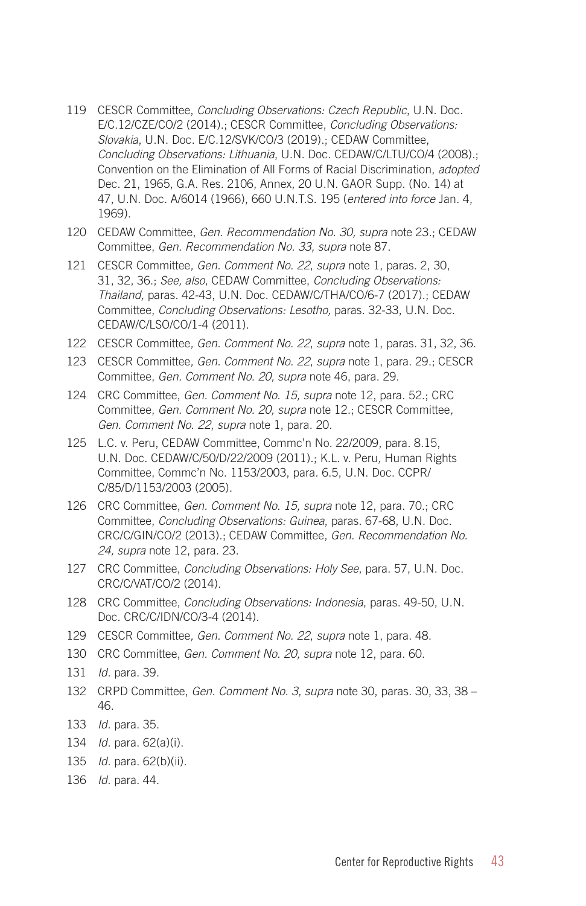119 CESCR Committee, *Concluding Observations: Czech Republic*, U.N. Doc. E/C.12/CZE/CO/2 (2014).; CESCR Committee, *Concluding Observations: Slovakia*, U.N. Doc. E/C.12/SVK/CO/3 (2019).; CEDAW Committee, *Concluding Observations: Lithuania*, U.N. Doc. CEDAW/C/LTU/CO/4 (2008).; Convention on the Elimination of All Forms of Racial Discrimination, *adopted* Dec. 21, 1965, G.A. Res. 2106, Annex, 20 U.N. GAOR Supp. (No. 14) at 47, U.N. Doc. A/6014 (1966), 660 U.N.T.S. 195 (*entered into force* Jan. 4, 1969).

120 CEDAW Committee, *Gen. Recommendation No. 30, supra* note 23.; CEDAW Committee, *Gen. Recommendation No. 33, supra* note 87.

121 CESCR Committee*, Gen. Comment No. 22*, *supra* note 1, paras. 2, 30, 31, 32, 36.; *See, also*, CEDAW Committee, *Concluding Observations: Thailand,* paras. 42-43, U.N. Doc. CEDAW/C/THA/CO/6-7 (2017).; CEDAW Committee, *Concluding Observations: Lesotho,* paras. 32-33, U.N. Doc. CEDAW/C/LSO/CO/1-4 (2011).

122 CESCR Committee*, Gen. Comment No. 22*, *supra* note 1, paras. 31, 32, 36.

123 CESCR Committee*, Gen. Comment No. 22*, *supra* note 1, para. 29.; CESCR Committee, *Gen. Comment No. 20, supra* note 46, para. 29.

124 CRC Committee, *Gen. Comment No. 15, supra* note 12, para. 52.; CRC Committee, *Gen. Comment No. 20, supra* note 12.; CESCR Committee*, Gen. Comment No. 22*, *supra* note 1, para. 20.

125 L.C. v. Peru, CEDAW Committee, Commc'n No. 22/2009, para. 8.15, U.N. Doc. CEDAW/C/50/D/22/2009 (2011).; K.L. v. Peru*,* Human Rights Committee, Commc'n No. 1153/2003, para. 6.5, U.N. Doc. CCPR/C/85/D/1153/2003 (2005).

126 CRC Committee, *Gen. Comment No. 15, supra* note 12, para. 70.; CRC Committee, *Concluding Observations: Guinea*, paras. 67-68, U.N. Doc. CRC/C/GIN/CO/2 (2013).; CEDAW Committee, *Gen. Recommendation No. 24, supra* note 12, para. 23.

127 CRC Committee, *Concluding Observations: Holy See*, para. 57, U.N. Doc. CRC/C/VAT/CO/2 (2014).

128 CRC Committee, *Concluding Observations: Indonesia*, paras. 49-50, U.N. Doc. CRC/C/IDN/CO/3-4 (2014).

129 CESCR Committee*, Gen. Comment No. 22*, *supra* note 1, para. 48.

130 CRC Committee, *Gen. Comment No. 20, supra* note 12, para. 60.

131 *Id.* para. 39.

132 CRPD Committee, *Gen. Comment No. 3, supra* note 30, paras. 30, 33, 38 – 46.

133 *Id.* para. 35.

134 *Id.* para. 62(a)(i).

135 *Id.* para. 62(b)(ii).

136 *Id.* para. 44.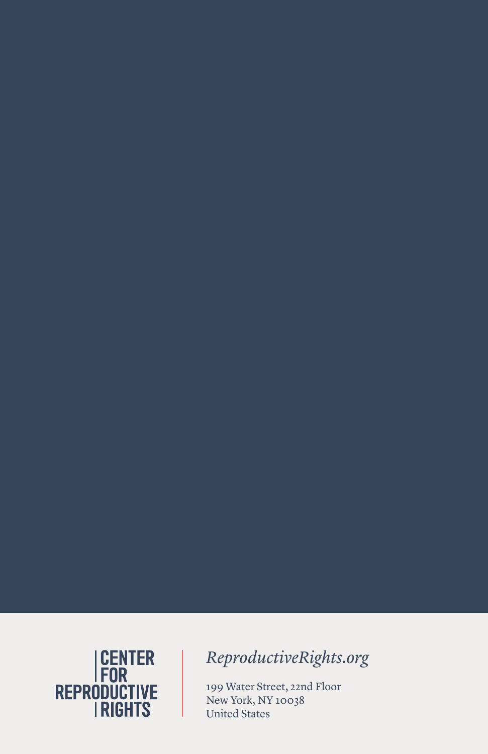CENTER FOR REPRODUCTIVE RIGHTS

*ReproductiveRights.org*

199 Water Street, 22nd Floor
New York, NY 10038
United States